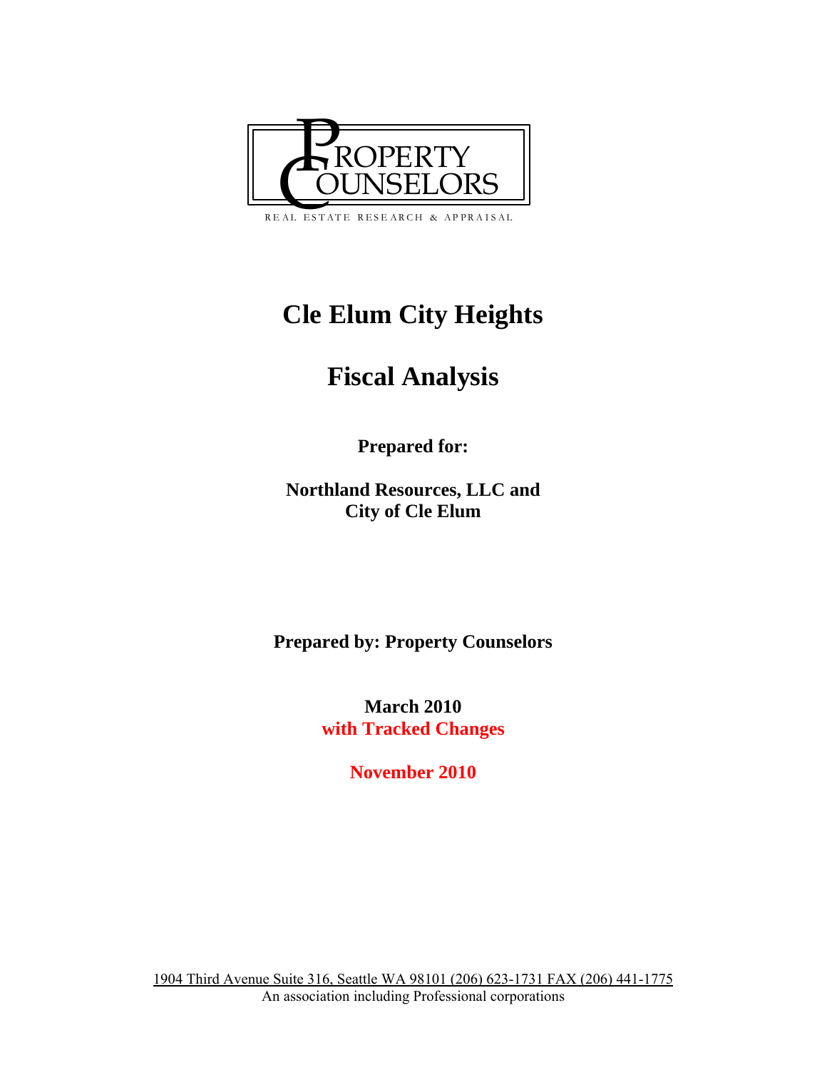PROPERTY COUNSELORS

REAL ESTATE RESEARCH & APPRAISAL

# Cle Elum City Heights

# Fiscal Analysis

**Prepared for:**

**Northland Resources, LLC and**
**City of Cle Elum**

**Prepared by: Property Counselors**

**March 2010**
**with Tracked Changes**

**November 2010**

1904 Third Avenue Suite 316, Seattle WA 98101 (206) 623-1731 FAX (206) 441-1775
An association including Professional corporations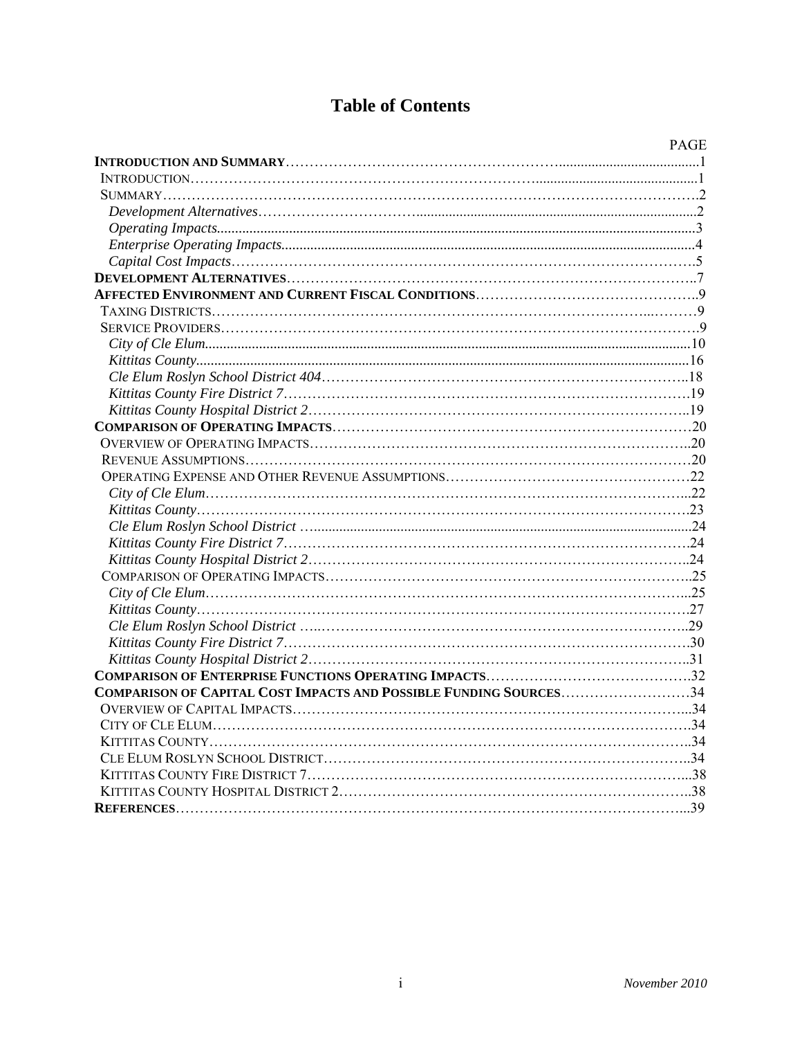# Table of Contents

| | PAGE |
|---|---|
| **INTRODUCTION AND SUMMARY** | 1 |
| INTRODUCTION | 1 |
| SUMMARY | 2 |
| *Development Alternatives* | 2 |
| *Operating Impacts* | 3 |
| *Enterprise Operating Impacts* | 4 |
| *Capital Cost Impacts* | 5 |
| **DEVELOPMENT ALTERNATIVES** | 7 |
| **AFFECTED ENVIRONMENT AND CURRENT FISCAL CONDITIONS** | 9 |
| TAXING DISTRICTS | 9 |
| SERVICE PROVIDERS | 9 |
| *City of Cle Elum* | 10 |
| *Kittitas County* | 16 |
| *Cle Elum Roslyn School District 404* | 18 |
| *Kittitas County Fire District 7* | 19 |
| *Kittitas County Hospital District 2* | 19 |
| **COMPARISON OF OPERATING IMPACTS** | 20 |
| OVERVIEW OF OPERATING IMPACTS | 20 |
| REVENUE ASSUMPTIONS | 20 |
| OPERATING EXPENSE AND OTHER REVENUE ASSUMPTIONS | 22 |
| *City of Cle Elum* | 22 |
| *Kittitas County* | 23 |
| *Cle Elum Roslyn School District* | 24 |
| *Kittitas County Fire District 7* | 24 |
| *Kittitas County Hospital District 2* | 24 |
| COMPARISON OF OPERATING IMPACTS | 25 |
| *City of Cle Elum* | 25 |
| *Kittitas County* | 27 |
| *Cle Elum Roslyn School District* | 29 |
| *Kittitas County Fire District 7* | 30 |
| *Kittitas County Hospital District 2* | 31 |
| **COMPARISON OF ENTERPRISE FUNCTIONS OPERATING IMPACTS** | 32 |
| **COMPARISON OF CAPITAL COST IMPACTS AND POSSIBLE FUNDING SOURCES** | 34 |
| OVERVIEW OF CAPITAL IMPACTS | 34 |
| CITY OF CLE ELUM | 34 |
| KITTITAS COUNTY | 34 |
| CLE ELUM ROSLYN SCHOOL DISTRICT | 34 |
| KITTITAS COUNTY FIRE DISTRICT 7 | 38 |
| KITTITAS COUNTY HOSPITAL DISTRICT 2 | 38 |
| **REFERENCES** | 39 |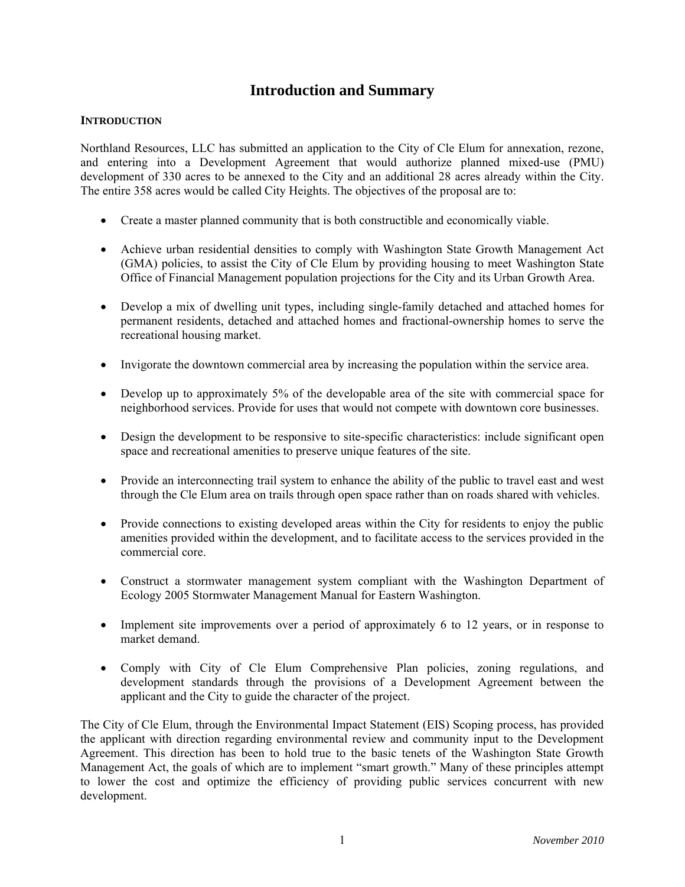# Introduction and Summary

## Introduction

Northland Resources, LLC has submitted an application to the City of Cle Elum for annexation, rezone, and entering into a Development Agreement that would authorize planned mixed-use (PMU) development of 330 acres to be annexed to the City and an additional 28 acres already within the City. The entire 358 acres would be called City Heights. The objectives of the proposal are to:

- Create a master planned community that is both constructible and economically viable.
- Achieve urban residential densities to comply with Washington State Growth Management Act (GMA) policies, to assist the City of Cle Elum by providing housing to meet Washington State Office of Financial Management population projections for the City and its Urban Growth Area.
- Develop a mix of dwelling unit types, including single-family detached and attached homes for permanent residents, detached and attached homes and fractional-ownership homes to serve the recreational housing market.
- Invigorate the downtown commercial area by increasing the population within the service area.
- Develop up to approximately 5% of the developable area of the site with commercial space for neighborhood services. Provide for uses that would not compete with downtown core businesses.
- Design the development to be responsive to site-specific characteristics: include significant open space and recreational amenities to preserve unique features of the site.
- Provide an interconnecting trail system to enhance the ability of the public to travel east and west through the Cle Elum area on trails through open space rather than on roads shared with vehicles.
- Provide connections to existing developed areas within the City for residents to enjoy the public amenities provided within the development, and to facilitate access to the services provided in the commercial core.
- Construct a stormwater management system compliant with the Washington Department of Ecology 2005 Stormwater Management Manual for Eastern Washington.
- Implement site improvements over a period of approximately 6 to 12 years, or in response to market demand.
- Comply with City of Cle Elum Comprehensive Plan policies, zoning regulations, and development standards through the provisions of a Development Agreement between the applicant and the City to guide the character of the project.

The City of Cle Elum, through the Environmental Impact Statement (EIS) Scoping process, has provided the applicant with direction regarding environmental review and community input to the Development Agreement. This direction has been to hold true to the basic tenets of the Washington State Growth Management Act, the goals of which are to implement "smart growth." Many of these principles attempt to lower the cost and optimize the efficiency of providing public services concurrent with new development.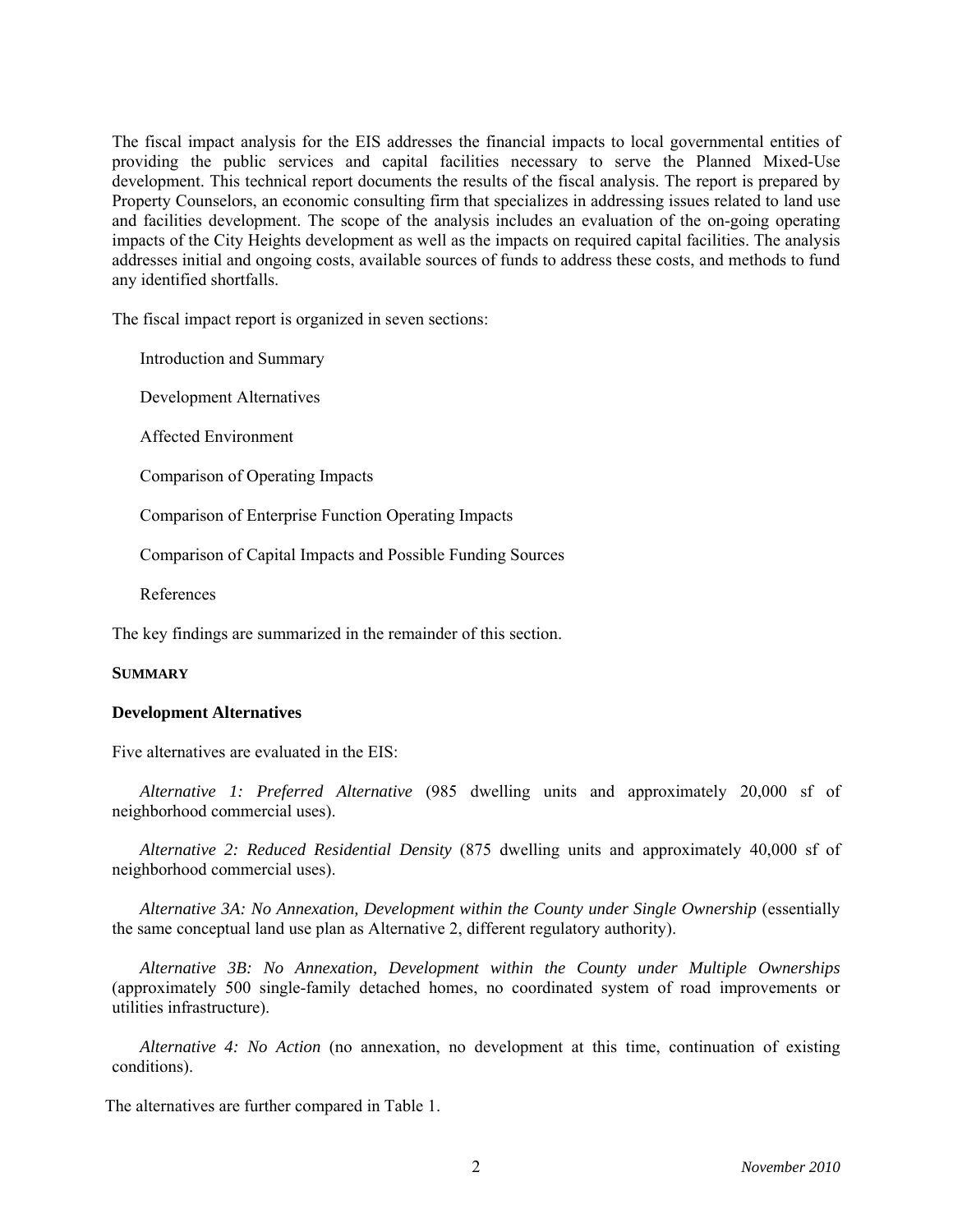The fiscal impact analysis for the EIS addresses the financial impacts to local governmental entities of providing the public services and capital facilities necessary to serve the Planned Mixed-Use development. This technical report documents the results of the fiscal analysis. The report is prepared by Property Counselors, an economic consulting firm that specializes in addressing issues related to land use and facilities development. The scope of the analysis includes an evaluation of the on-going operating impacts of the City Heights development as well as the impacts on required capital facilities. The analysis addresses initial and ongoing costs, available sources of funds to address these costs, and methods to fund any identified shortfalls.

The fiscal impact report is organized in seven sections:

Introduction and Summary

Development Alternatives

Affected Environment

Comparison of Operating Impacts

Comparison of Enterprise Function Operating Impacts

Comparison of Capital Impacts and Possible Funding Sources

References

The key findings are summarized in the remainder of this section.

## SUMMARY

### Development Alternatives

Five alternatives are evaluated in the EIS:

*Alternative 1: Preferred Alternative* (985 dwelling units and approximately 20,000 sf of neighborhood commercial uses).

*Alternative 2: Reduced Residential Density* (875 dwelling units and approximately 40,000 sf of neighborhood commercial uses).

*Alternative 3A: No Annexation, Development within the County under Single Ownership* (essentially the same conceptual land use plan as Alternative 2, different regulatory authority).

*Alternative 3B: No Annexation, Development within the County under Multiple Ownerships* (approximately 500 single-family detached homes, no coordinated system of road improvements or utilities infrastructure).

*Alternative 4: No Action* (no annexation, no development at this time, continuation of existing conditions).

The alternatives are further compared in Table 1.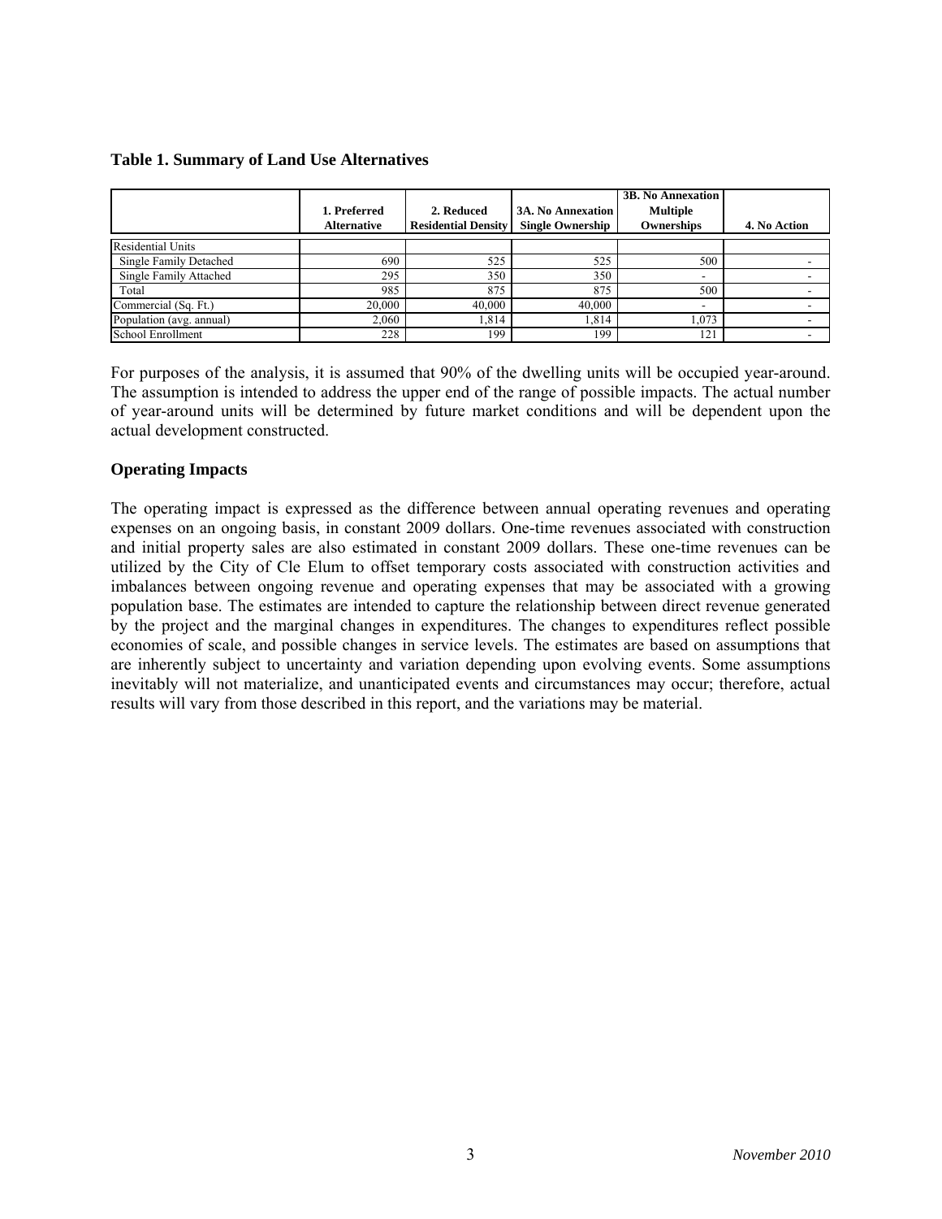**Table 1. Summary of Land Use Alternatives**

| | 1. Preferred Alternative | 2. Reduced Residential Density | 3A. No Annexation Single Ownership | 3B. No Annexation Multiple Ownerships | 4. No Action |
|---|---|---|---|---|---|
| Residential Units | | | | | |
| Single Family Detached | 690 | 525 | 525 | 500 | - |
| Single Family Attached | 295 | 350 | 350 | - | - |
| Total | 985 | 875 | 875 | 500 | - |
| Commercial (Sq. Ft.) | 20,000 | 40,000 | 40,000 | - | - |
| Population (avg. annual) | 2,060 | 1,814 | 1,814 | 1,073 | - |
| School Enrollment | 228 | 199 | 199 | 121 | - |

For purposes of the analysis, it is assumed that 90% of the dwelling units will be occupied year-around. The assumption is intended to address the upper end of the range of possible impacts. The actual number of year-around units will be determined by future market conditions and will be dependent upon the actual development constructed.

## Operating Impacts

The operating impact is expressed as the difference between annual operating revenues and operating expenses on an ongoing basis, in constant 2009 dollars. One-time revenues associated with construction and initial property sales are also estimated in constant 2009 dollars. These one-time revenues can be utilized by the City of Cle Elum to offset temporary costs associated with construction activities and imbalances between ongoing revenue and operating expenses that may be associated with a growing population base. The estimates are intended to capture the relationship between direct revenue generated by the project and the marginal changes in expenditures. The changes to expenditures reflect possible economies of scale, and possible changes in service levels. The estimates are based on assumptions that are inherently subject to uncertainty and variation depending upon evolving events. Some assumptions inevitably will not materialize, and unanticipated events and circumstances may occur; therefore, actual results will vary from those described in this report, and the variations may be material.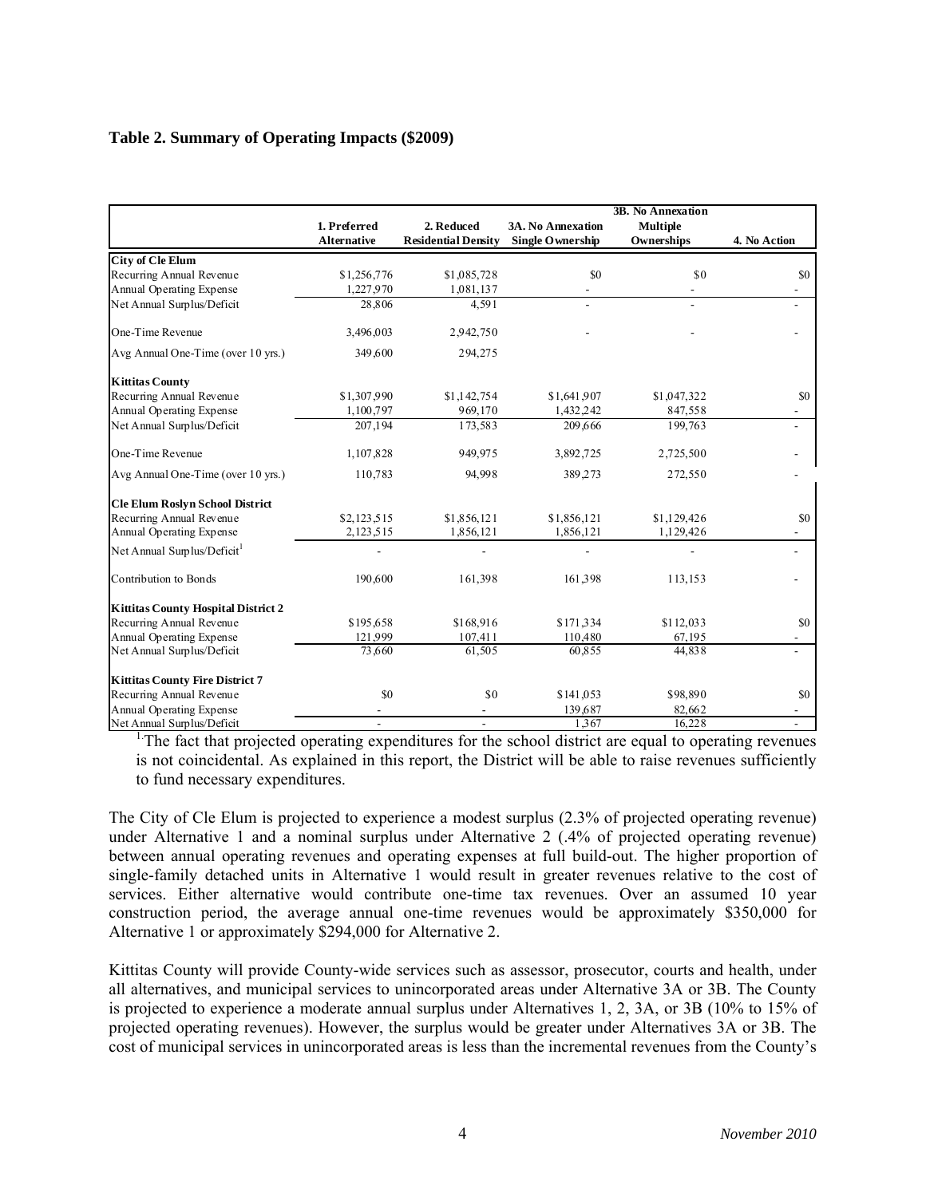**Table 2. Summary of Operating Impacts ($2009)**

| | 1. Preferred Alternative | 2. Reduced Residential Density | 3A. No Annexation Single Ownership | 3B. No Annexation Multiple Ownerships | 4. No Action |
|---|---|---|---|---|---|
| **City of Cle Elum** | | | | | |
| Recurring Annual Revenue | $1,256,776 | $1,085,728 | $0 | $0 | $0 |
| Annual Operating Expense | 1,227,970 | 1,081,137 | - | - | - |
| Net Annual Surplus/Deficit | 28,806 | 4,591 | - | - | - |
| One-Time Revenue | 3,496,003 | 2,942,750 | - | - | - |
| Avg Annual One-Time (over 10 yrs.) | 349,600 | 294,275 | | | |
| **Kittitas County** | | | | | |
| Recurring Annual Revenue | $1,307,990 | $1,142,754 | $1,641,907 | $1,047,322 | $0 |
| Annual Operating Expense | 1,100,797 | 969,170 | 1,432,242 | 847,558 | - |
| Net Annual Surplus/Deficit | 207,194 | 173,583 | 209,666 | 199,763 | - |
| One-Time Revenue | 1,107,828 | 949,975 | 3,892,725 | 2,725,500 | - |
| Avg Annual One-Time (over 10 yrs.) | 110,783 | 94,998 | 389,273 | 272,550 | - |
| **Cle Elum Roslyn School District** | | | | | |
| Recurring Annual Revenue | $2,123,515 | $1,856,121 | $1,856,121 | $1,129,426 | $0 |
| Annual Operating Expense | 2,123,515 | 1,856,121 | 1,856,121 | 1,129,426 | - |
| Net Annual Surplus/Deficit[1] | - | - | - | - | - |
| Contribution to Bonds | 190,600 | 161,398 | 161,398 | 113,153 | - |
| **Kittitas County Hospital District 2** | | | | | |
| Recurring Annual Revenue | $195,658 | $168,916 | $171,334 | $112,033 | $0 |
| Annual Operating Expense | 121,999 | 107,411 | 110,480 | 67,195 | - |
| Net Annual Surplus/Deficit | 73,660 | 61,505 | 60,855 | 44,838 | - |
| **Kittitas County Fire District 7** | | | | | |
| Recurring Annual Revenue | $0 | $0 | $141,053 | $98,890 | $0 |
| Annual Operating Expense | - | - | 139,687 | 82,662 | - |
| Net Annual Surplus/Deficit | - | - | 1,367 | 16,228 | - |

[1] The fact that projected operating expenditures for the school district are equal to operating revenues is not coincidental. As explained in this report, the District will be able to raise revenues sufficiently to fund necessary expenditures.

The City of Cle Elum is projected to experience a modest surplus (2.3% of projected operating revenue) under Alternative 1 and a nominal surplus under Alternative 2 (.4% of projected operating revenue) between annual operating revenues and operating expenses at full build-out. The higher proportion of single-family detached units in Alternative 1 would result in greater revenues relative to the cost of services. Either alternative would contribute one-time tax revenues. Over an assumed 10 year construction period, the average annual one-time revenues would be approximately $350,000 for Alternative 1 or approximately $294,000 for Alternative 2.

Kittitas County will provide County-wide services such as assessor, prosecutor, courts and health, under all alternatives, and municipal services to unincorporated areas under Alternative 3A or 3B. The County is projected to experience a moderate annual surplus under Alternatives 1, 2, 3A, or 3B (10% to 15% of projected operating revenues). However, the surplus would be greater under Alternatives 3A or 3B. The cost of municipal services in unincorporated areas is less than the incremental revenues from the County's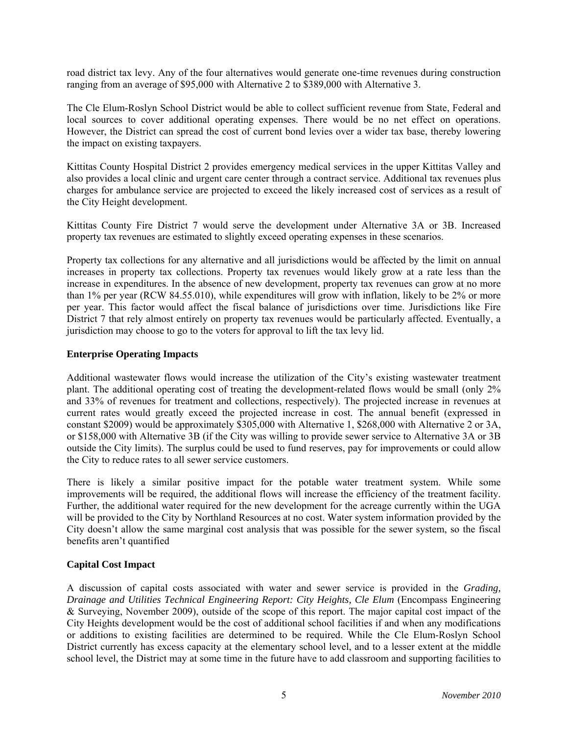road district tax levy. Any of the four alternatives would generate one-time revenues during construction ranging from an average of $95,000 with Alternative 2 to $389,000 with Alternative 3.

The Cle Elum-Roslyn School District would be able to collect sufficient revenue from State, Federal and local sources to cover additional operating expenses. There would be no net effect on operations. However, the District can spread the cost of current bond levies over a wider tax base, thereby lowering the impact on existing taxpayers.

Kittitas County Hospital District 2 provides emergency medical services in the upper Kittitas Valley and also provides a local clinic and urgent care center through a contract service. Additional tax revenues plus charges for ambulance service are projected to exceed the likely increased cost of services as a result of the City Height development.

Kittitas County Fire District 7 would serve the development under Alternative 3A or 3B. Increased property tax revenues are estimated to slightly exceed operating expenses in these scenarios.

Property tax collections for any alternative and all jurisdictions would be affected by the limit on annual increases in property tax collections. Property tax revenues would likely grow at a rate less than the increase in expenditures. In the absence of new development, property tax revenues can grow at no more than 1% per year (RCW 84.55.010), while expenditures will grow with inflation, likely to be 2% or more per year. This factor would affect the fiscal balance of jurisdictions over time. Jurisdictions like Fire District 7 that rely almost entirely on property tax revenues would be particularly affected. Eventually, a jurisdiction may choose to go to the voters for approval to lift the tax levy lid.

**Enterprise Operating Impacts**

Additional wastewater flows would increase the utilization of the City's existing wastewater treatment plant. The additional operating cost of treating the development-related flows would be small (only 2% and 33% of revenues for treatment and collections, respectively). The projected increase in revenues at current rates would greatly exceed the projected increase in cost. The annual benefit (expressed in constant $2009) would be approximately $305,000 with Alternative 1, $268,000 with Alternative 2 or 3A, or $158,000 with Alternative 3B (if the City was willing to provide sewer service to Alternative 3A or 3B outside the City limits). The surplus could be used to fund reserves, pay for improvements or could allow the City to reduce rates to all sewer service customers.

There is likely a similar positive impact for the potable water treatment system. While some improvements will be required, the additional flows will increase the efficiency of the treatment facility. Further, the additional water required for the new development for the acreage currently within the UGA will be provided to the City by Northland Resources at no cost. Water system information provided by the City doesn't allow the same marginal cost analysis that was possible for the sewer system, so the fiscal benefits aren't quantified

**Capital Cost Impact**

A discussion of capital costs associated with water and sewer service is provided in the *Grading, Drainage and Utilities Technical Engineering Report: City Heights, Cle Elum* (Encompass Engineering & Surveying, November 2009), outside of the scope of this report. The major capital cost impact of the City Heights development would be the cost of additional school facilities if and when any modifications or additions to existing facilities are determined to be required. While the Cle Elum-Roslyn School District currently has excess capacity at the elementary school level, and to a lesser extent at the middle school level, the District may at some time in the future have to add classroom and supporting facilities to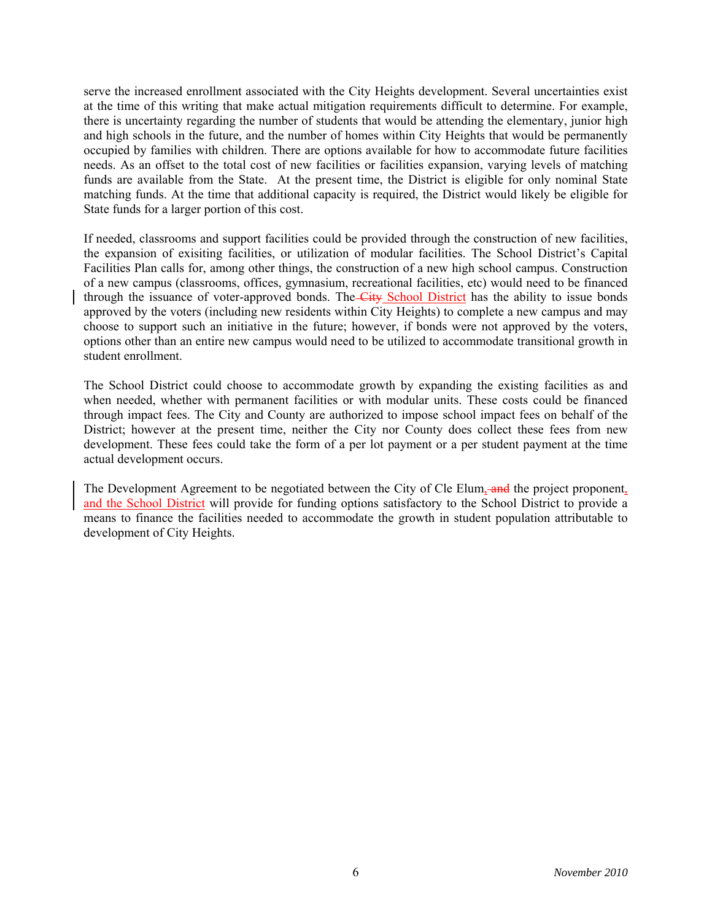serve the increased enrollment associated with the City Heights development. Several uncertainties exist at the time of this writing that make actual mitigation requirements difficult to determine. For example, there is uncertainty regarding the number of students that would be attending the elementary, junior high and high schools in the future, and the number of homes within City Heights that would be permanently occupied by families with children. There are options available for how to accommodate future facilities needs. As an offset to the total cost of new facilities or facilities expansion, varying levels of matching funds are available from the State. At the present time, the District is eligible for only nominal State matching funds. At the time that additional capacity is required, the District would likely be eligible for State funds for a larger portion of this cost.

If needed, classrooms and support facilities could be provided through the construction of new facilities, the expansion of exisiting facilities, or utilization of modular facilities. The School District's Capital Facilities Plan calls for, among other things, the construction of a new high school campus. Construction of a new campus (classrooms, offices, gymnasium, recreational facilities, etc) would need to be financed through the issuance of voter-approved bonds. The ~~City~~ School District has the ability to issue bonds approved by the voters (including new residents within City Heights) to complete a new campus and may choose to support such an initiative in the future; however, if bonds were not approved by the voters, options other than an entire new campus would need to be utilized to accommodate transitional growth in student enrollment.

The School District could choose to accommodate growth by expanding the existing facilities as and when needed, whether with permanent facilities or with modular units. These costs could be financed through impact fees. The City and County are authorized to impose school impact fees on behalf of the District; however at the present time, neither the City nor County does collect these fees from new development. These fees could take the form of a per lot payment or a per student payment at the time actual development occurs.

The Development Agreement to be negotiated between the City of Cle Elum, ~~and~~ the project proponent, and the School District will provide for funding options satisfactory to the School District to provide a means to finance the facilities needed to accommodate the growth in student population attributable to development of City Heights.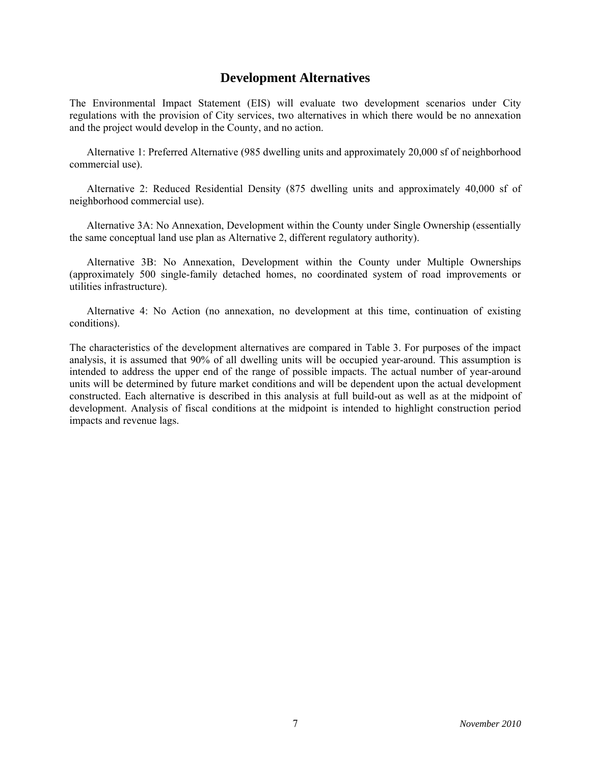# Development Alternatives

The Environmental Impact Statement (EIS) will evaluate two development scenarios under City regulations with the provision of City services, two alternatives in which there would be no annexation and the project would develop in the County, and no action.

Alternative 1: Preferred Alternative (985 dwelling units and approximately 20,000 sf of neighborhood commercial use).

Alternative 2: Reduced Residential Density (875 dwelling units and approximately 40,000 sf of neighborhood commercial use).

Alternative 3A: No Annexation, Development within the County under Single Ownership (essentially the same conceptual land use plan as Alternative 2, different regulatory authority).

Alternative 3B: No Annexation, Development within the County under Multiple Ownerships (approximately 500 single-family detached homes, no coordinated system of road improvements or utilities infrastructure).

Alternative 4: No Action (no annexation, no development at this time, continuation of existing conditions).

The characteristics of the development alternatives are compared in Table 3. For purposes of the impact analysis, it is assumed that 90% of all dwelling units will be occupied year-around. This assumption is intended to address the upper end of the range of possible impacts. The actual number of year-around units will be determined by future market conditions and will be dependent upon the actual development constructed. Each alternative is described in this analysis at full build-out as well as at the midpoint of development. Analysis of fiscal conditions at the midpoint is intended to highlight construction period impacts and revenue lags.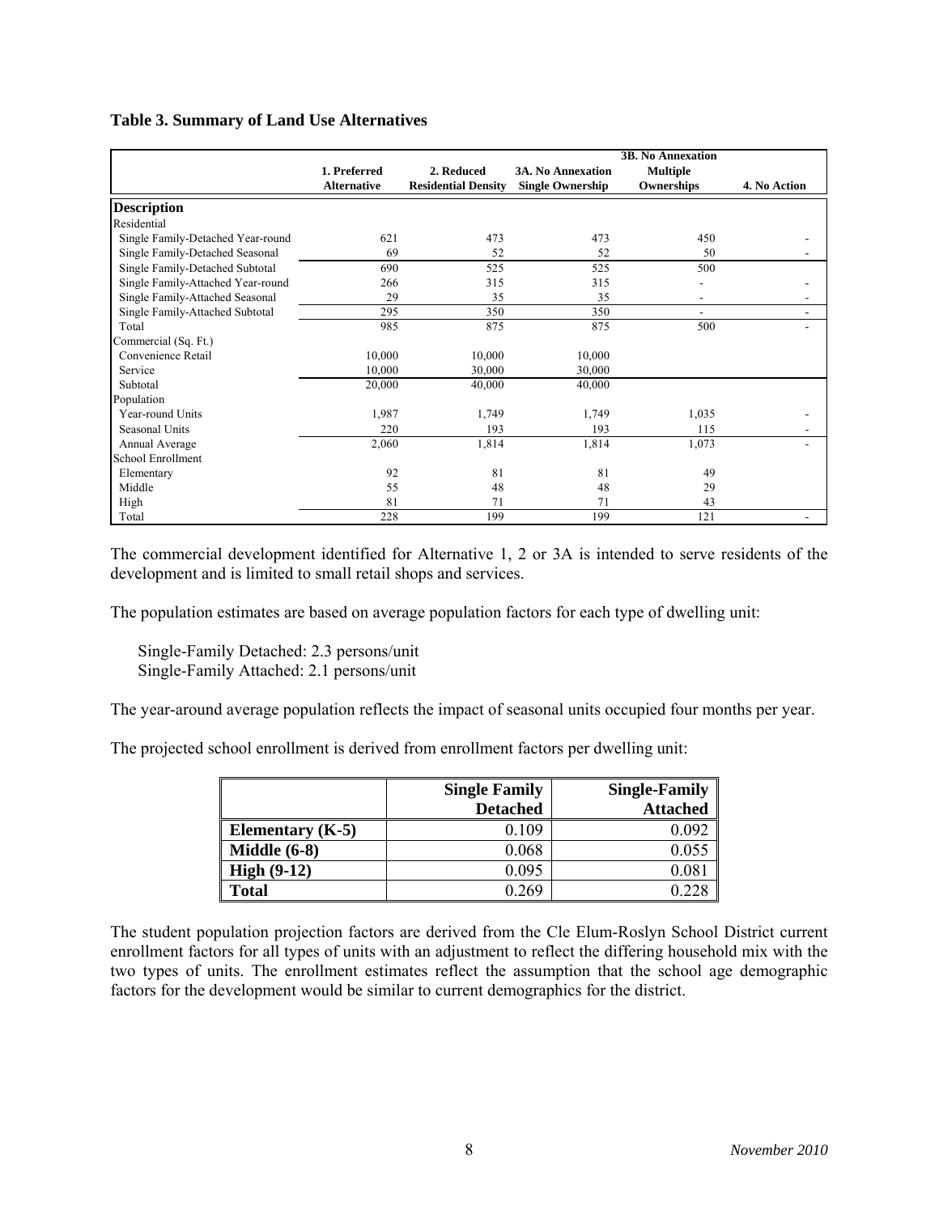**Table 3. Summary of Land Use Alternatives**

| | 1. Preferred Alternative | 2. Reduced Residential Density | 3A. No Annexation Single Ownership | 3B. No Annexation Multiple Ownerships | 4. No Action |
|---|---|---|---|---|---|
| **Description** | | | | | |
| Residential | | | | | |
| Single Family-Detached Year-round | 621 | 473 | 473 | 450 | - |
| Single Family-Detached Seasonal | 69 | 52 | 52 | 50 | - |
| Single Family-Detached Subtotal | 690 | 525 | 525 | 500 | |
| Single Family-Attached Year-round | 266 | 315 | 315 | - | - |
| Single Family-Attached Seasonal | 29 | 35 | 35 | - | - |
| Single Family-Attached Subtotal | 295 | 350 | 350 | - | - |
| Total | 985 | 875 | 875 | 500 | - |
| Commercial (Sq. Ft.) | | | | | |
| Convenience Retail | 10,000 | 10,000 | 10,000 | | |
| Service | 10,000 | 30,000 | 30,000 | | |
| Subtotal | 20,000 | 40,000 | 40,000 | | |
| Population | | | | | |
| Year-round Units | 1,987 | 1,749 | 1,749 | 1,035 | - |
| Seasonal Units | 220 | 193 | 193 | 115 | - |
| Annual Average | 2,060 | 1,814 | 1,814 | 1,073 | - |
| School Enrollment | | | | | |
| Elementary | 92 | 81 | 81 | 49 | |
| Middle | 55 | 48 | 48 | 29 | |
| High | 81 | 71 | 71 | 43 | |
| Total | 228 | 199 | 199 | 121 | - |

The commercial development identified for Alternative 1, 2 or 3A is intended to serve residents of the development and is limited to small retail shops and services.

The population estimates are based on average population factors for each type of dwelling unit:

Single-Family Detached: 2.3 persons/unit
Single-Family Attached: 2.1 persons/unit

The year-around average population reflects the impact of seasonal units occupied four months per year.

The projected school enrollment is derived from enrollment factors per dwelling unit:

| | Single Family Detached | Single-Family Attached |
|---|---|---|
| **Elementary (K-5)** | 0.109 | 0.092 |
| **Middle (6-8)** | 0.068 | 0.055 |
| **High (9-12)** | 0.095 | 0.081 |
| **Total** | 0.269 | 0.228 |

The student population projection factors are derived from the Cle Elum-Roslyn School District current enrollment factors for all types of units with an adjustment to reflect the differing household mix with the two types of units. The enrollment estimates reflect the assumption that the school age demographic factors for the development would be similar to current demographics for the district.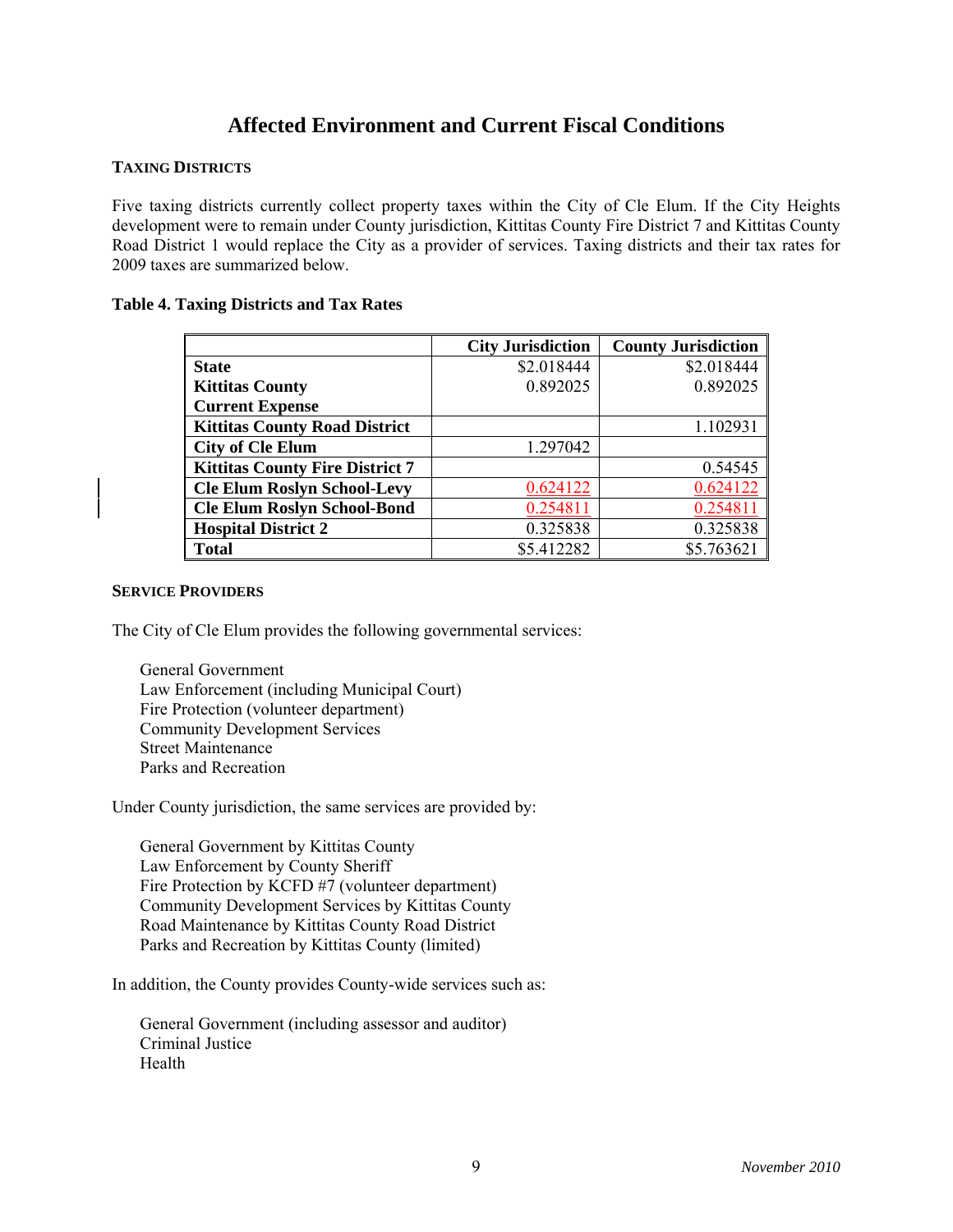# Affected Environment and Current Fiscal Conditions

## TAXING DISTRICTS

Five taxing districts currently collect property taxes within the City of Cle Elum. If the City Heights development were to remain under County jurisdiction, Kittitas County Fire District 7 and Kittitas County Road District 1 would replace the City as a provider of services. Taxing districts and their tax rates for 2009 taxes are summarized below.

**Table 4. Taxing Districts and Tax Rates**

| | City Jurisdiction | County Jurisdiction |
|---|---|---|
| **State** | $2.018444 | $2.018444 |
| **Kittitas County Current Expense** | 0.892025 | 0.892025 |
| **Kittitas County Road District** | | 1.102931 |
| **City of Cle Elum** | 1.297042 | |
| **Kittitas County Fire District 7** | | 0.54545 |
| **Cle Elum Roslyn School-Levy** | 0.624122 | 0.624122 |
| **Cle Elum Roslyn School-Bond** | 0.254811 | 0.254811 |
| **Hospital District 2** | 0.325838 | 0.325838 |
| **Total** | $5.412282 | $5.763621 |

## SERVICE PROVIDERS

The City of Cle Elum provides the following governmental services:

- General Government
- Law Enforcement (including Municipal Court)
- Fire Protection (volunteer department)
- Community Development Services
- Street Maintenance
- Parks and Recreation

Under County jurisdiction, the same services are provided by:

- General Government by Kittitas County
- Law Enforcement by County Sheriff
- Fire Protection by KCFD #7 (volunteer department)
- Community Development Services by Kittitas County
- Road Maintenance by Kittitas County Road District
- Parks and Recreation by Kittitas County (limited)

In addition, the County provides County-wide services such as:

- General Government (including assessor and auditor)
- Criminal Justice
- Health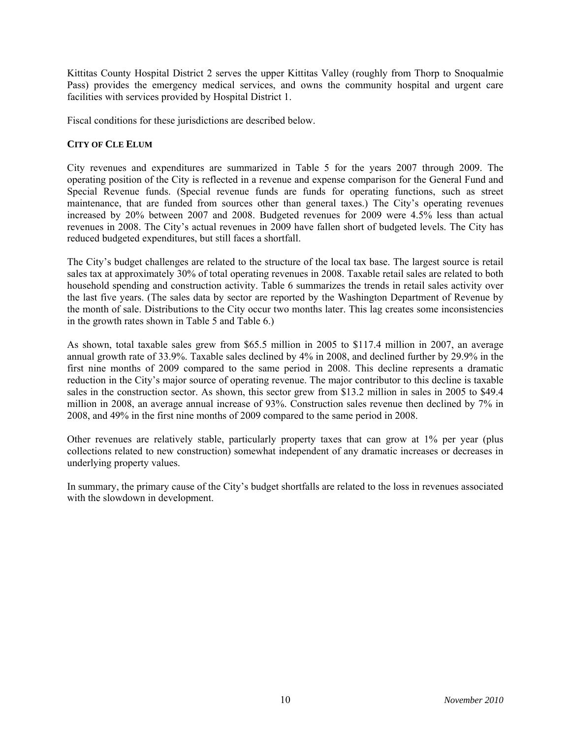Kittitas County Hospital District 2 serves the upper Kittitas Valley (roughly from Thorp to Snoqualmie Pass) provides the emergency medical services, and owns the community hospital and urgent care facilities with services provided by Hospital District 1.

Fiscal conditions for these jurisdictions are described below.

**CITY OF CLE ELUM**

City revenues and expenditures are summarized in Table 5 for the years 2007 through 2009. The operating position of the City is reflected in a revenue and expense comparison for the General Fund and Special Revenue funds. (Special revenue funds are funds for operating functions, such as street maintenance, that are funded from sources other than general taxes.) The City's operating revenues increased by 20% between 2007 and 2008. Budgeted revenues for 2009 were 4.5% less than actual revenues in 2008. The City's actual revenues in 2009 have fallen short of budgeted levels. The City has reduced budgeted expenditures, but still faces a shortfall.

The City's budget challenges are related to the structure of the local tax base. The largest source is retail sales tax at approximately 30% of total operating revenues in 2008. Taxable retail sales are related to both household spending and construction activity. Table 6 summarizes the trends in retail sales activity over the last five years. (The sales data by sector are reported by the Washington Department of Revenue by the month of sale. Distributions to the City occur two months later. This lag creates some inconsistencies in the growth rates shown in Table 5 and Table 6.)

As shown, total taxable sales grew from $65.5 million in 2005 to $117.4 million in 2007, an average annual growth rate of 33.9%. Taxable sales declined by 4% in 2008, and declined further by 29.9% in the first nine months of 2009 compared to the same period in 2008. This decline represents a dramatic reduction in the City's major source of operating revenue. The major contributor to this decline is taxable sales in the construction sector. As shown, this sector grew from $13.2 million in sales in 2005 to $49.4 million in 2008, an average annual increase of 93%. Construction sales revenue then declined by 7% in 2008, and 49% in the first nine months of 2009 compared to the same period in 2008.

Other revenues are relatively stable, particularly property taxes that can grow at 1% per year (plus collections related to new construction) somewhat independent of any dramatic increases or decreases in underlying property values.

In summary, the primary cause of the City's budget shortfalls are related to the loss in revenues associated with the slowdown in development.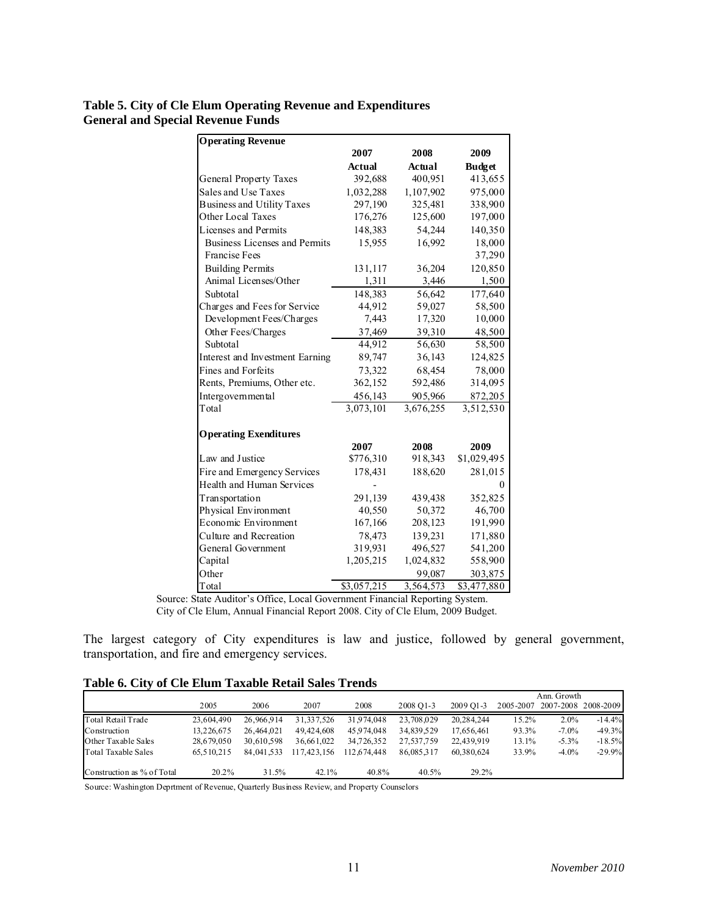**Table 5. City of Cle Elum Operating Revenue and Expenditures**
**General and Special Revenue Funds**

| **Operating Revenue** | **2007 Actual** | **2008 Actual** | **2009 Budget** |
|---|---|---|---|
| General Property Taxes | 392,688 | 400,951 | 413,655 |
| Sales and Use Taxes | 1,032,288 | 1,107,902 | 975,000 |
| Business and Utility Taxes | 297,190 | 325,481 | 338,900 |
| Other Local Taxes | 176,276 | 125,600 | 197,000 |
| Licenses and Permits | 148,383 | 54,244 | 140,350 |
| Business Licenses and Permits | 15,955 | 16,992 | 18,000 |
| Francise Fees | | | 37,290 |
| Building Permits | 131,117 | 36,204 | 120,850 |
| Animal Licenses/Other | 1,311 | 3,446 | 1,500 |
| Subtotal | 148,383 | 56,642 | 177,640 |
| Charges and Fees for Service | 44,912 | 59,027 | 58,500 |
| Development Fees/Charges | 7,443 | 17,320 | 10,000 |
| Other Fees/Charges | 37,469 | 39,310 | 48,500 |
| Subtotal | 44,912 | 56,630 | 58,500 |
| Interest and Investment Earning | 89,747 | 36,143 | 124,825 |
| Fines and Forfeits | 73,322 | 68,454 | 78,000 |
| Rents, Premiums, Other etc. | 362,152 | 592,486 | 314,095 |
| Intergovernmental | 456,143 | 905,966 | 872,205 |
| Total | 3,073,101 | 3,676,255 | 3,512,530 |
| | | | |
| **Operating Exenditures** | **2007** | **2008** | **2009** |
| Law and Justice | $776,310 | 918,343 | $1,029,495 |
| Fire and Emergency Services | 178,431 | 188,620 | 281,015 |
| Health and Human Services | - | | 0 |
| Transportation | 291,139 | 439,438 | 352,825 |
| Physical Environment | 40,550 | 50,372 | 46,700 |
| Economic Environment | 167,166 | 208,123 | 191,990 |
| Culture and Recreation | 78,473 | 139,231 | 171,880 |
| General Government | 319,931 | 496,527 | 541,200 |
| Capital | 1,205,215 | 1,024,832 | 558,900 |
| Other | | 99,087 | 303,875 |
| Total | $3,057,215 | 3,564,573 | $3,477,880 |

Source: State Auditor's Office, Local Government Financial Reporting System.
City of Cle Elum, Annual Financial Report 2008. City of Cle Elum, 2009 Budget.

The largest category of City expenditures is law and justice, followed by general government, transportation, and fire and emergency services.

**Table 6. City of Cle Elum Taxable Retail Sales Trends**

| | 2005 | 2006 | 2007 | 2008 | 2008 Q1-3 | 2009 Q1-3 | Ann. Growth 2005-2007 | 2007-2008 | 2008-2009 |
|---|---|---|---|---|---|---|---|---|---|
| Total Retail Trade | 23,604,490 | 26,966,914 | 31,337,526 | 31,974,048 | 23,708,029 | 20,284,244 | 15.2% | 2.0% | -14.4% |
| Construction | 13,226,675 | 26,464,021 | 49,424,608 | 45,974,048 | 34,839,529 | 17,656,461 | 93.3% | -7.0% | -49.3% |
| Other Taxable Sales | 28,679,050 | 30,610,598 | 36,661,022 | 34,726,352 | 27,537,759 | 22,439,919 | 13.1% | -5.3% | -18.5% |
| Total Taxable Sales | 65,510,215 | 84,041,533 | 117,423,156 | 112,674,448 | 86,085,317 | 60,380,624 | 33.9% | -4.0% | -29.9% |
| | | | | | | | | | |
| Construction as % of Total | 20.2% | 31.5% | 42.1% | 40.8% | 40.5% | 29.2% | | | |

Source: Washington Deprtment of Revenue, Quarterly Business Review, and Property Counselors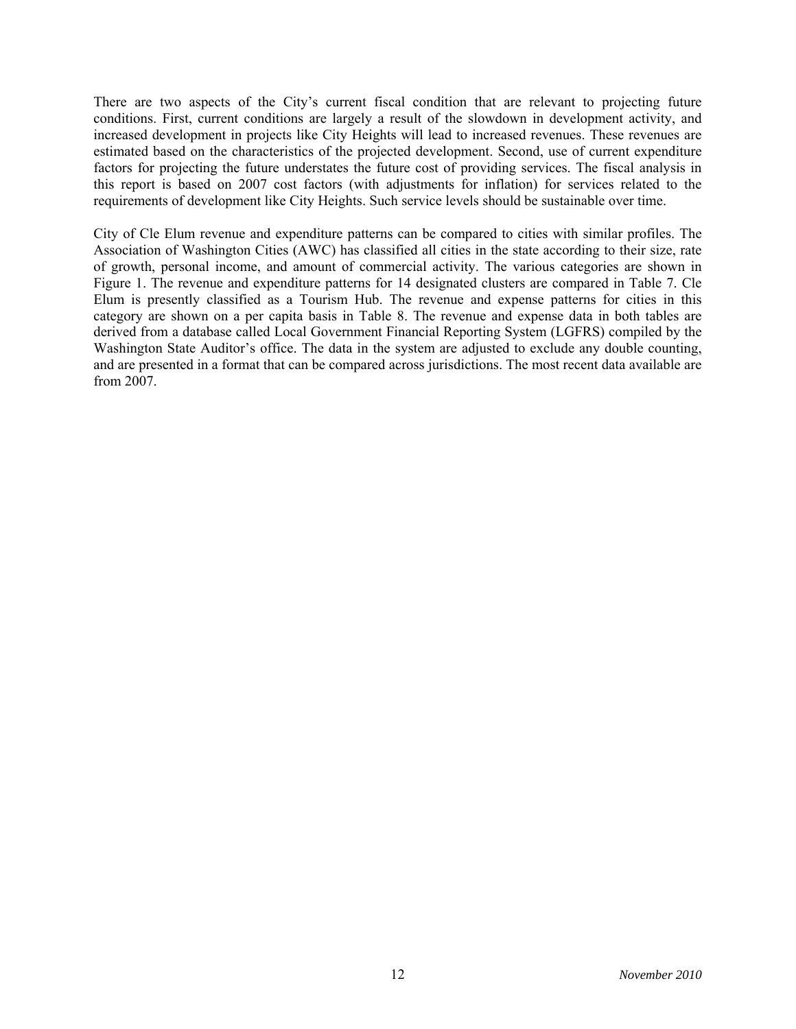There are two aspects of the City's current fiscal condition that are relevant to projecting future conditions. First, current conditions are largely a result of the slowdown in development activity, and increased development in projects like City Heights will lead to increased revenues. These revenues are estimated based on the characteristics of the projected development. Second, use of current expenditure factors for projecting the future understates the future cost of providing services. The fiscal analysis in this report is based on 2007 cost factors (with adjustments for inflation) for services related to the requirements of development like City Heights. Such service levels should be sustainable over time.

City of Cle Elum revenue and expenditure patterns can be compared to cities with similar profiles. The Association of Washington Cities (AWC) has classified all cities in the state according to their size, rate of growth, personal income, and amount of commercial activity. The various categories are shown in Figure 1. The revenue and expenditure patterns for 14 designated clusters are compared in Table 7. Cle Elum is presently classified as a Tourism Hub. The revenue and expense patterns for cities in this category are shown on a per capita basis in Table 8. The revenue and expense data in both tables are derived from a database called Local Government Financial Reporting System (LGFRS) compiled by the Washington State Auditor's office. The data in the system are adjusted to exclude any double counting, and are presented in a format that can be compared across jurisdictions. The most recent data available are from 2007.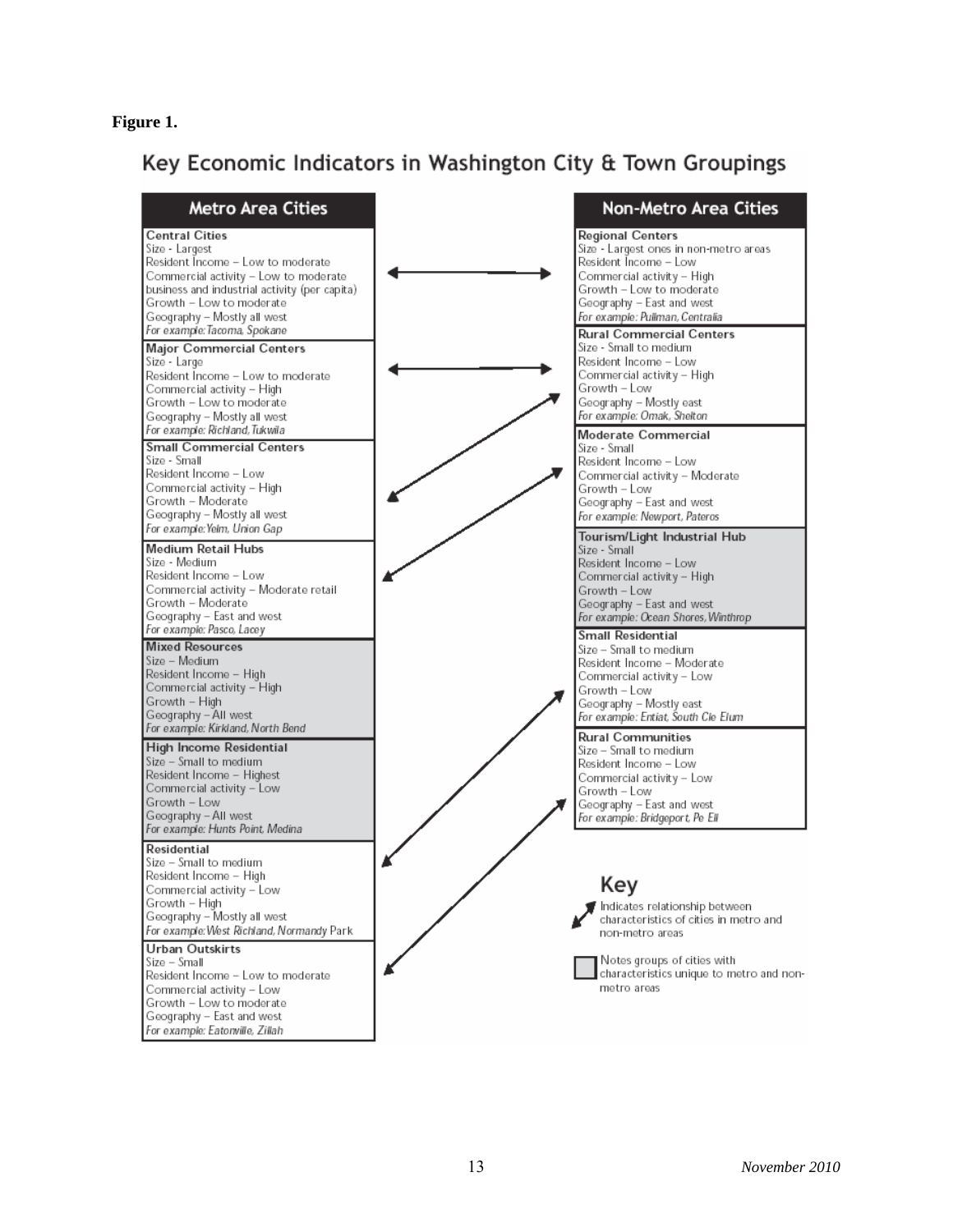**Figure 1.**

## Key Economic Indicators in Washington City & Town Groupings

### Metro Area Cities

**Central Cities**
Size - Largest
Resident Income – Low to moderate
Commercial activity – Low to moderate business and industrial activity (per capita)
Growth – Low to moderate
Geography – Mostly all west
*For example: Tacoma, Spokane*

**Major Commercial Centers**
Size - Large
Resident Income – Low to moderate
Commercial activity – High
Growth – Low to moderate
Geography – Mostly all west
*For example: Richland, Tukwila*

**Small Commercial Centers**
Size - Small
Resident Income – Low
Commercial activity – High
Growth – Moderate
Geography – Mostly all west
*For example: Yelm, Union Gap*

**Medium Retail Hubs**
Size - Medium
Resident Income – Low
Commercial activity – Moderate retail
Growth – Moderate
Geography – East and west
*For example: Pasco, Lacey*

**Mixed Resources**
Size – Medium
Resident Income – High
Commercial activity – High
Growth – High
Geography – All west
*For example: Kirkland, North Bend*

**High Income Residential**
Size – Small to medium
Resident Income – Highest
Commercial activity – Low
Growth – Low
Geography – All west
*For example: Hunts Point, Medina*

**Residential**
Size – Small to medium
Resident Income – High
Commercial activity – Low
Growth – High
Geography – Mostly all west
*For example: West Richland, Normandy Park*

**Urban Outskirts**
Size – Small
Resident Income – Low to moderate
Commercial activity – Low
Growth – Low to moderate
Geography – East and west
*For example: Eatonville, Zillah*

### Non-Metro Area Cities

**Regional Centers**
Size - Largest ones in non-metro areas
Resident Income – Low
Commercial activity – High
Growth – Low to moderate
Geography – East and west
*For example: Pullman, Centralia*

**Rural Commercial Centers**
Size - Small to medium
Resident Income – Low
Commercial activity – High
Growth – Low
Geography – Mostly east
*For example: Omak, Shelton*

**Moderate Commercial**
Size - Small
Resident Income – Low
Commercial activity – Moderate
Growth – Low
Geography – East and west
*For example: Newport, Pateros*

**Tourism/Light Industrial Hub**
Size - Small
Resident Income – Low
Commercial activity – High
Growth – Low
Geography – East and west
*For example: Ocean Shores, Winthrop*

**Small Residential**
Size – Small to medium
Resident Income – Moderate
Commercial activity – Low
Growth – Low
Geography – Mostly east
*For example: Entiat, South Cle Elum*

**Rural Communities**
Size – Small to medium
Resident Income – Low
Commercial activity – Low
Growth – Low
Geography – East and west
*For example: Bridgeport, Pe Ell*

### Key

Arrow: Indicates relationship between characteristics of cities in metro and non-metro areas

Shaded box: Notes groups of cities with characteristics unique to metro and non-metro areas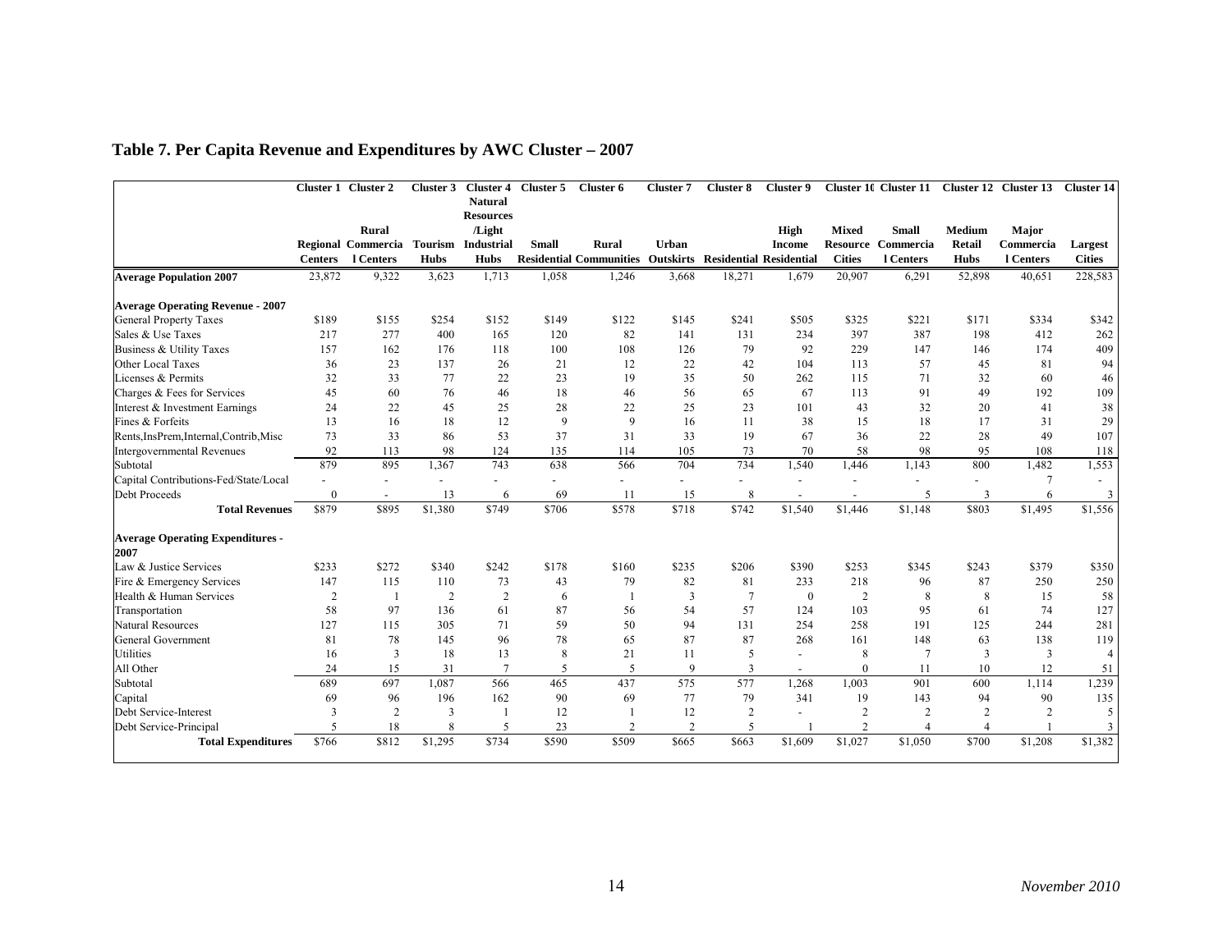## Table 7. Per Capita Revenue and Expenditures by AWC Cluster – 2007

| | Cluster 1 Regional Centers | Cluster 2 Rural Commercial Centers | Cluster 3 Tourism Hubs | Cluster 4 Natural Resources /Light Industrial Hubs | Cluster 5 Small Residential | Cluster 6 Rural Communities | Cluster 7 Urban Outskirts | Cluster 8 Residential | Cluster 9 High Income Residential | Cluster 10 Mixed Resource Cities | Cluster 11 Small Commercial Centers | Cluster 12 Medium Retail Hubs | Cluster 13 Major Commercial Centers | Cluster 14 Largest Cities |
|---|---|---|---|---|---|---|---|---|---|---|---|---|---|---|
| **Average Population 2007** | 23,872 | 9,322 | 3,623 | 1,713 | 1,058 | 1,246 | 3,668 | 18,271 | 1,679 | 20,907 | 6,291 | 52,898 | 40,651 | 228,583 |
| **Average Operating Revenue - 2007** | | | | | | | | | | | | | | |
| General Property Taxes | \$189 | \$155 | \$254 | \$152 | \$149 | \$122 | \$145 | \$241 | \$505 | \$325 | \$221 | \$171 | \$334 | \$342 |
| Sales & Use Taxes | 217 | 277 | 400 | 165 | 120 | 82 | 141 | 131 | 234 | 397 | 387 | 198 | 412 | 262 |
| Business & Utility Taxes | 157 | 162 | 176 | 118 | 100 | 108 | 126 | 79 | 92 | 229 | 147 | 146 | 174 | 409 |
| Other Local Taxes | 36 | 23 | 137 | 26 | 21 | 12 | 22 | 42 | 104 | 113 | 57 | 45 | 81 | 94 |
| Licenses & Permits | 32 | 33 | 77 | 22 | 23 | 19 | 35 | 50 | 262 | 115 | 71 | 32 | 60 | 46 |
| Charges & Fees for Services | 45 | 60 | 76 | 46 | 18 | 46 | 56 | 65 | 67 | 113 | 91 | 49 | 192 | 109 |
| Interest & Investment Earnings | 24 | 22 | 45 | 25 | 28 | 22 | 25 | 23 | 101 | 43 | 32 | 20 | 41 | 38 |
| Fines & Forfeits | 13 | 16 | 18 | 12 | 9 | 9 | 16 | 11 | 38 | 15 | 18 | 17 | 31 | 29 |
| Rents,InsPrem,Internal,Contrib,Misc | 73 | 33 | 86 | 53 | 37 | 31 | 33 | 19 | 67 | 36 | 22 | 28 | 49 | 107 |
| Intergovernmental Revenues | 92 | 113 | 98 | 124 | 135 | 114 | 105 | 73 | 70 | 58 | 98 | 95 | 108 | 118 |
| Subtotal | 879 | 895 | 1,367 | 743 | 638 | 566 | 704 | 734 | 1,540 | 1,446 | 1,143 | 800 | 1,482 | 1,553 |
| Capital Contributions-Fed/State/Local | - | - | - | - | - | - | - | - | - | - | - | - | 7 | - |
| Debt Proceeds | 0 | - | 13 | 6 | 69 | 11 | 15 | 8 | - | - | 5 | 3 | 6 | 3 |
| **Total Revenues** | \$879 | \$895 | \$1,380 | \$749 | \$706 | \$578 | \$718 | \$742 | \$1,540 | \$1,446 | \$1,148 | \$803 | \$1,495 | \$1,556 |
| **Average Operating Expenditures - 2007** | | | | | | | | | | | | | | |
| Law & Justice Services | \$233 | \$272 | \$340 | \$242 | \$178 | \$160 | \$235 | \$206 | \$390 | \$253 | \$345 | \$243 | \$379 | \$350 |
| Fire & Emergency Services | 147 | 115 | 110 | 73 | 43 | 79 | 82 | 81 | 233 | 218 | 96 | 87 | 250 | 250 |
| Health & Human Services | 2 | 1 | 2 | 2 | 6 | 1 | 3 | 7 | 0 | 2 | 8 | 8 | 15 | 58 |
| Transportation | 58 | 97 | 136 | 61 | 87 | 56 | 54 | 57 | 124 | 103 | 95 | 61 | 74 | 127 |
| Natural Resources | 127 | 115 | 305 | 71 | 59 | 50 | 94 | 131 | 254 | 258 | 191 | 125 | 244 | 281 |
| General Government | 81 | 78 | 145 | 96 | 78 | 65 | 87 | 87 | 268 | 161 | 148 | 63 | 138 | 119 |
| Utilities | 16 | 3 | 18 | 13 | 8 | 21 | 11 | 5 | - | 8 | 7 | 3 | 3 | 4 |
| All Other | 24 | 15 | 31 | 7 | 5 | 5 | 9 | 3 | - | 0 | 11 | 10 | 12 | 51 |
| Subtotal | 689 | 697 | 1,087 | 566 | 465 | 437 | 575 | 577 | 1,268 | 1,003 | 901 | 600 | 1,114 | 1,239 |
| Capital | 69 | 96 | 196 | 162 | 90 | 69 | 77 | 79 | 341 | 19 | 143 | 94 | 90 | 135 |
| Debt Service-Interest | 3 | 2 | 3 | 1 | 12 | 1 | 12 | 2 | - | 2 | 2 | 2 | 2 | 5 |
| Debt Service-Principal | 5 | 18 | 8 | 5 | 23 | 2 | 2 | 5 | 1 | 2 | 4 | 4 | 1 | 3 |
| **Total Expenditures** | \$766 | \$812 | \$1,295 | \$734 | \$590 | \$509 | \$665 | \$663 | \$1,609 | \$1,027 | \$1,050 | \$700 | \$1,208 | \$1,382 |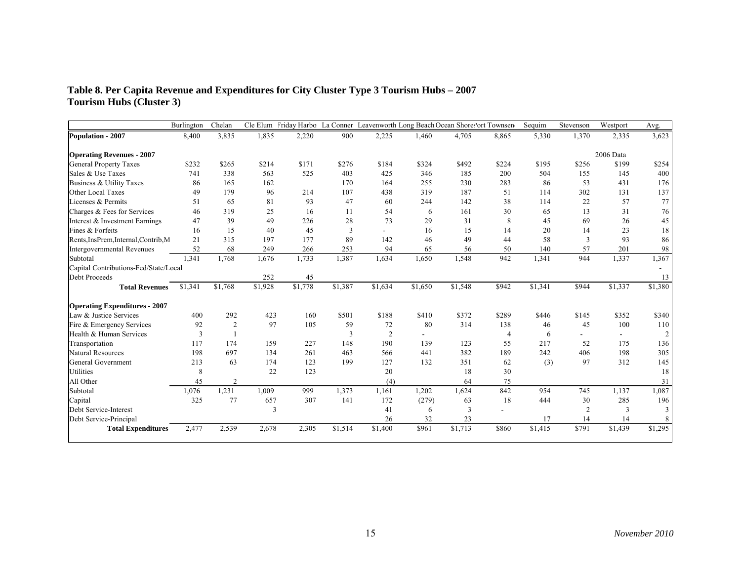**Table 8. Per Capita Revenue and Expenditures for City Cluster Type 3 Tourism Hubs – 2007**
**Tourism Hubs (Cluster 3)**

| | Burlington | Chelan | Cle Elum | Friday Harbor | La Conner | Leavenworth | Long Beach | Ocean Shores | Port Townsend | Sequim | Stevenson | Westport | Avg. |
|---|---|---|---|---|---|---|---|---|---|---|---|---|---|
| **Population - 2007** | 8,400 | 3,835 | 1,835 | 2,220 | 900 | 2,225 | 1,460 | 4,705 | 8,865 | 5,330 | 1,370 | 2,335 | 3,623 |
| | | | | | | | | | | | | | |
| **Operating Revenues - 2007** | | | | | | | | | | | | 2006 Data | |
| General Property Taxes | $232 | $265 | $214 | $171 | $276 | $184 | $324 | $492 | $224 | $195 | $256 | $199 | $254 |
| Sales & Use Taxes | 741 | 338 | 563 | 525 | 403 | 425 | 346 | 185 | 200 | 504 | 155 | 145 | 400 |
| Business & Utility Taxes | 86 | 165 | 162 | | 170 | 164 | 255 | 230 | 283 | 86 | 53 | 431 | 176 |
| Other Local Taxes | 49 | 179 | 96 | 214 | 107 | 438 | 319 | 187 | 51 | 114 | 302 | 131 | 137 |
| Licenses & Permits | 51 | 65 | 81 | 93 | 47 | 60 | 244 | 142 | 38 | 114 | 22 | 57 | 77 |
| Charges & Fees for Services | 46 | 319 | 25 | 16 | 11 | 54 | 6 | 161 | 30 | 65 | 13 | 31 | 76 |
| Interest & Investment Earnings | 47 | 39 | 49 | 226 | 28 | 73 | 29 | 31 | 8 | 45 | 69 | 26 | 45 |
| Fines & Forfeits | 16 | 15 | 40 | 45 | 3 | - | 16 | 15 | 14 | 20 | 14 | 23 | 18 |
| Rents,InsPrem,Internal,Contrib,M | 21 | 315 | 197 | 177 | 89 | 142 | 46 | 49 | 44 | 58 | 3 | 93 | 86 |
| Intergovernmental Revenues | 52 | 68 | 249 | 266 | 253 | 94 | 65 | 56 | 50 | 140 | 57 | 201 | 98 |
| Subtotal | 1,341 | 1,768 | 1,676 | 1,733 | 1,387 | 1,634 | 1,650 | 1,548 | 942 | 1,341 | 944 | 1,337 | 1,367 |
| Capital Contributions-Fed/State/Local | | | | | | | | | | | | | - |
| Debt Proceeds | | | 252 | 45 | | | | | | | | | 13 |
| **Total Revenues** | $1,341 | $1,768 | $1,928 | $1,778 | $1,387 | $1,634 | $1,650 | $1,548 | $942 | $1,341 | $944 | $1,337 | $1,380 |
| | | | | | | | | | | | | | |
| **Operating Expenditures - 2007** | | | | | | | | | | | | | |
| Law & Justice Services | 400 | 292 | 423 | 160 | $501 | $188 | $410 | $372 | $289 | $446 | $145 | $352 | $340 |
| Fire & Emergency Services | 92 | 2 | 97 | 105 | 59 | 72 | 80 | 314 | 138 | 46 | 45 | 100 | 110 |
| Health & Human Services | 3 | 1 | | | 3 | 2 | - | | 4 | 6 | - | - | 2 |
| Transportation | 117 | 174 | 159 | 227 | 148 | 190 | 139 | 123 | 55 | 217 | 52 | 175 | 136 |
| Natural Resources | 198 | 697 | 134 | 261 | 463 | 566 | 441 | 382 | 189 | 242 | 406 | 198 | 305 |
| General Government | 213 | 63 | 174 | 123 | 199 | 127 | 132 | 351 | 62 | (3) | 97 | 312 | 145 |
| Utilities | 8 | | 22 | 123 | | 20 | | 18 | 30 | | | | 18 |
| All Other | 45 | 2 | | | | (4) | | 64 | 75 | | | | 31 |
| Subtotal | 1,076 | 1,231 | 1,009 | 999 | 1,373 | 1,161 | 1,202 | 1,624 | 842 | 954 | 745 | 1,137 | 1,087 |
| Capital | 325 | 77 | 657 | 307 | 141 | 172 | (279) | 63 | 18 | 444 | 30 | 285 | 196 |
| Debt Service-Interest | | | 3 | | | 41 | 6 | 3 | - | | 2 | 3 | 3 |
| Debt Service-Principal | | | | | | 26 | 32 | 23 | | 17 | 14 | 14 | 8 |
| **Total Expenditures** | 2,477 | 2,539 | 2,678 | 2,305 | $1,514 | $1,400 | $961 | $1,713 | $860 | $1,415 | $791 | $1,439 | $1,295 |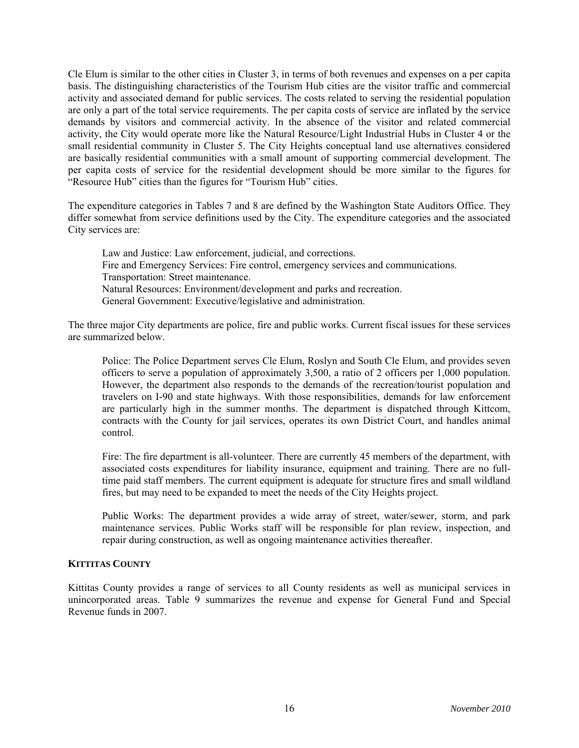Cle Elum is similar to the other cities in Cluster 3, in terms of both revenues and expenses on a per capita basis. The distinguishing characteristics of the Tourism Hub cities are the visitor traffic and commercial activity and associated demand for public services. The costs related to serving the residential population are only a part of the total service requirements. The per capita costs of service are inflated by the service demands by visitors and commercial activity. In the absence of the visitor and related commercial activity, the City would operate more like the Natural Resource/Light Industrial Hubs in Cluster 4 or the small residential community in Cluster 5. The City Heights conceptual land use alternatives considered are basically residential communities with a small amount of supporting commercial development. The per capita costs of service for the residential development should be more similar to the figures for "Resource Hub" cities than the figures for "Tourism Hub" cities.

The expenditure categories in Tables 7 and 8 are defined by the Washington State Auditors Office. They differ somewhat from service definitions used by the City. The expenditure categories and the associated City services are:

Law and Justice: Law enforcement, judicial, and corrections.
Fire and Emergency Services: Fire control, emergency services and communications.
Transportation: Street maintenance.
Natural Resources: Environment/development and parks and recreation.
General Government: Executive/legislative and administration.

The three major City departments are police, fire and public works. Current fiscal issues for these services are summarized below.

Police: The Police Department serves Cle Elum, Roslyn and South Cle Elum, and provides seven officers to serve a population of approximately 3,500, a ratio of 2 officers per 1,000 population. However, the department also responds to the demands of the recreation/tourist population and travelers on I-90 and state highways. With those responsibilities, demands for law enforcement are particularly high in the summer months. The department is dispatched through Kittcom, contracts with the County for jail services, operates its own District Court, and handles animal control.

Fire: The fire department is all-volunteer. There are currently 45 members of the department, with associated costs expenditures for liability insurance, equipment and training. There are no full-time paid staff members. The current equipment is adequate for structure fires and small wildland fires, but may need to be expanded to meet the needs of the City Heights project.

Public Works: The department provides a wide array of street, water/sewer, storm, and park maintenance services. Public Works staff will be responsible for plan review, inspection, and repair during construction, as well as ongoing maintenance activities thereafter.

## KITTITAS COUNTY

Kittitas County provides a range of services to all County residents as well as municipal services in unincorporated areas. Table 9 summarizes the revenue and expense for General Fund and Special Revenue funds in 2007.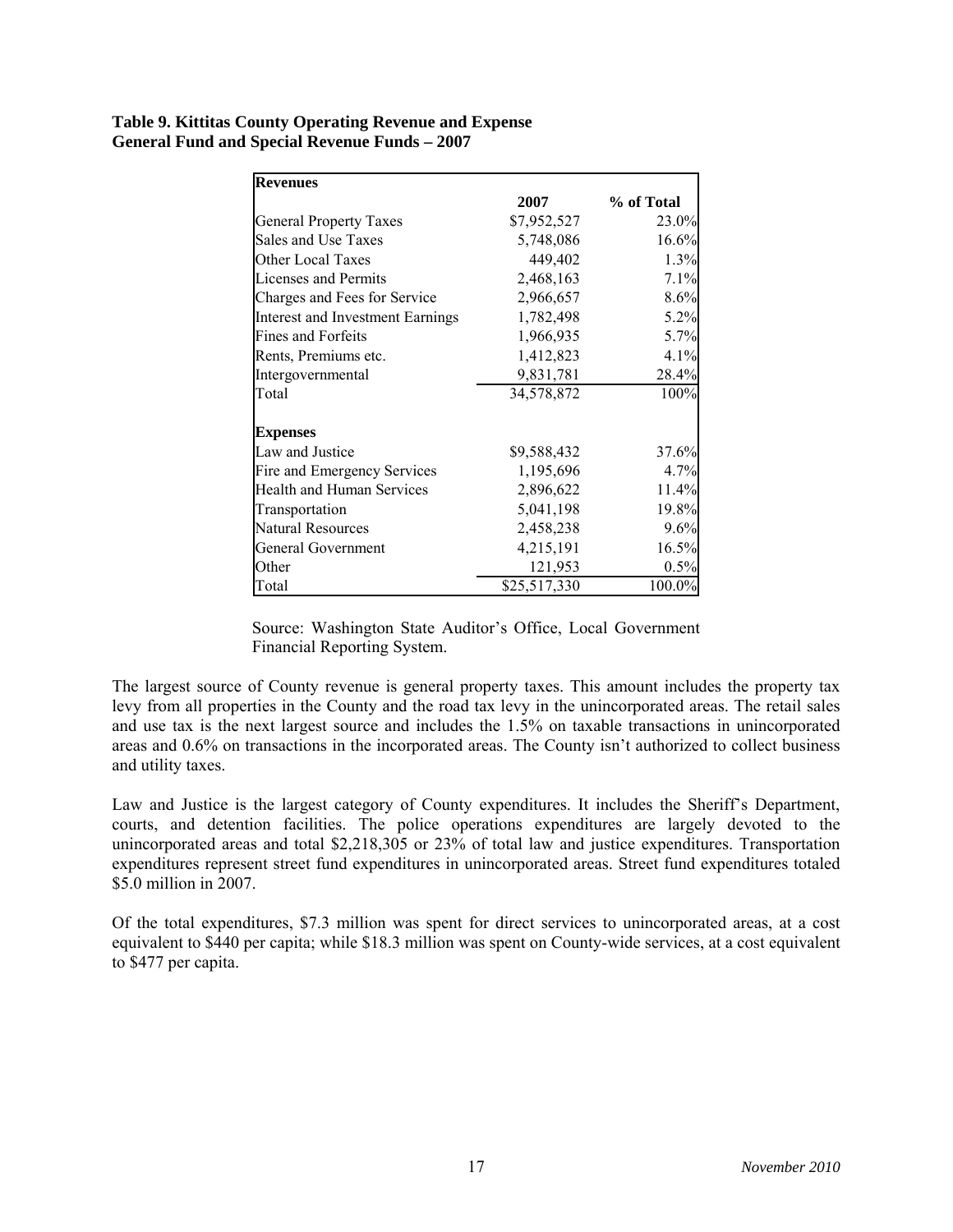**Table 9. Kittitas County Operating Revenue and Expense**
**General Fund and Special Revenue Funds – 2007**

| **Revenues** | | |
|---|---|---|
| | **2007** | **% of Total** |
| General Property Taxes | $7,952,527 | 23.0% |
| Sales and Use Taxes | 5,748,086 | 16.6% |
| Other Local Taxes | 449,402 | 1.3% |
| Licenses and Permits | 2,468,163 | 7.1% |
| Charges and Fees for Service | 2,966,657 | 8.6% |
| Interest and Investment Earnings | 1,782,498 | 5.2% |
| Fines and Forfeits | 1,966,935 | 5.7% |
| Rents, Premiums etc. | 1,412,823 | 4.1% |
| Intergovernmental | 9,831,781 | 28.4% |
| Total | 34,578,872 | 100% |
| | | |
| **Expenses** | | |
| Law and Justice | $9,588,432 | 37.6% |
| Fire and Emergency Services | 1,195,696 | 4.7% |
| Health and Human Services | 2,896,622 | 11.4% |
| Transportation | 5,041,198 | 19.8% |
| Natural Resources | 2,458,238 | 9.6% |
| General Government | 4,215,191 | 16.5% |
| Other | 121,953 | 0.5% |
| Total | $25,517,330 | 100.0% |

Source: Washington State Auditor's Office, Local Government Financial Reporting System.

The largest source of County revenue is general property taxes. This amount includes the property tax levy from all properties in the County and the road tax levy in the unincorporated areas. The retail sales and use tax is the next largest source and includes the 1.5% on taxable transactions in unincorporated areas and 0.6% on transactions in the incorporated areas. The County isn't authorized to collect business and utility taxes.

Law and Justice is the largest category of County expenditures. It includes the Sheriff's Department, courts, and detention facilities. The police operations expenditures are largely devoted to the unincorporated areas and total $2,218,305 or 23% of total law and justice expenditures. Transportation expenditures represent street fund expenditures in unincorporated areas. Street fund expenditures totaled $5.0 million in 2007.

Of the total expenditures, $7.3 million was spent for direct services to unincorporated areas, at a cost equivalent to $440 per capita; while $18.3 million was spent on County-wide services, at a cost equivalent to $477 per capita.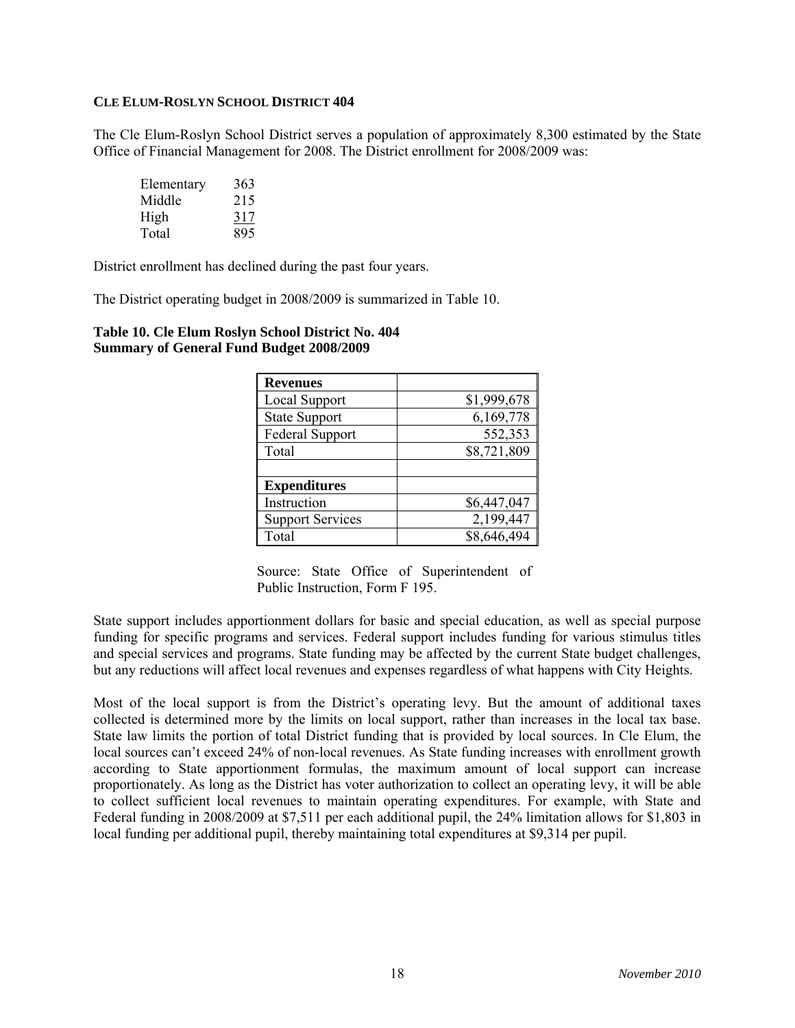### CLE ELUM-ROSLYN SCHOOL DISTRICT 404

The Cle Elum-Roslyn School District serves a population of approximately 8,300 estimated by the State Office of Financial Management for 2008. The District enrollment for 2008/2009 was:

| | |
|---|---|
| Elementary | 363 |
| Middle | 215 |
| High | 317 |
| Total | 895 |

District enrollment has declined during the past four years.

The District operating budget in 2008/2009 is summarized in Table 10.

**Table 10. Cle Elum Roslyn School District No. 404**
**Summary of General Fund Budget 2008/2009**

| **Revenues** | |
|---|---|
| Local Support | $1,999,678 |
| State Support | 6,169,778 |
| Federal Support | 552,353 |
| Total | $8,721,809 |
| | |
| **Expenditures** | |
| Instruction | $6,447,047 |
| Support Services | 2,199,447 |
| Total | $8,646,494 |

Source: State Office of Superintendent of Public Instruction, Form F 195.

State support includes apportionment dollars for basic and special education, as well as special purpose funding for specific programs and services. Federal support includes funding for various stimulus titles and special services and programs. State funding may be affected by the current State budget challenges, but any reductions will affect local revenues and expenses regardless of what happens with City Heights.

Most of the local support is from the District's operating levy. But the amount of additional taxes collected is determined more by the limits on local support, rather than increases in the local tax base. State law limits the portion of total District funding that is provided by local sources. In Cle Elum, the local sources can't exceed 24% of non-local revenues. As State funding increases with enrollment growth according to State apportionment formulas, the maximum amount of local support can increase proportionately. As long as the District has voter authorization to collect an operating levy, it will be able to collect sufficient local revenues to maintain operating expenditures. For example, with State and Federal funding in 2008/2009 at $7,511 per each additional pupil, the 24% limitation allows for $1,803 in local funding per additional pupil, thereby maintaining total expenditures at $9,314 per pupil.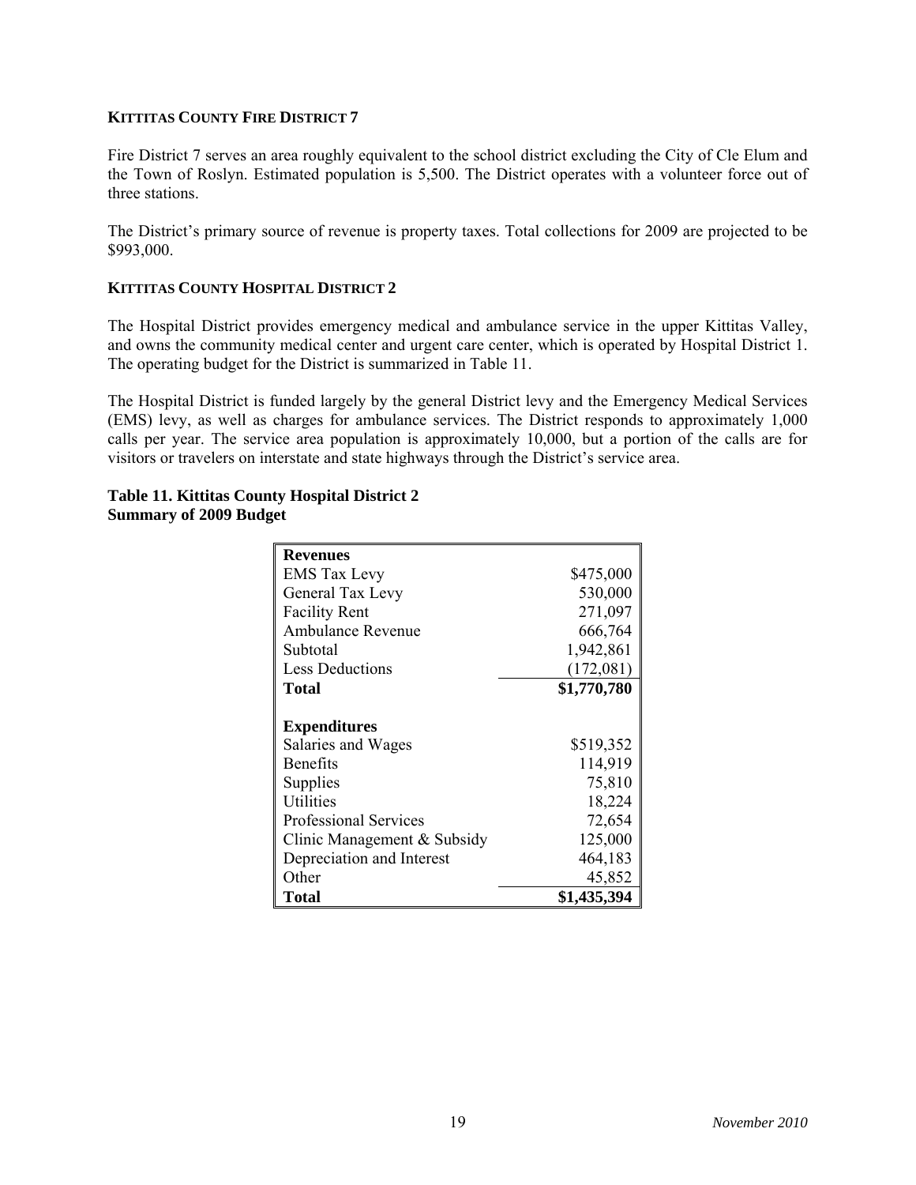**KITTITAS COUNTY FIRE DISTRICT 7**

Fire District 7 serves an area roughly equivalent to the school district excluding the City of Cle Elum and the Town of Roslyn. Estimated population is 5,500. The District operates with a volunteer force out of three stations.

The District's primary source of revenue is property taxes. Total collections for 2009 are projected to be $993,000.

**KITTITAS COUNTY HOSPITAL DISTRICT 2**

The Hospital District provides emergency medical and ambulance service in the upper Kittitas Valley, and owns the community medical center and urgent care center, which is operated by Hospital District 1. The operating budget for the District is summarized in Table 11.

The Hospital District is funded largely by the general District levy and the Emergency Medical Services (EMS) levy, as well as charges for ambulance services. The District responds to approximately 1,000 calls per year. The service area population is approximately 10,000, but a portion of the calls are for visitors or travelers on interstate and state highways through the District's service area.

**Table 11. Kittitas County Hospital District 2**
**Summary of 2009 Budget**

| | |
|---|---|
| **Revenues** | |
| EMS Tax Levy | $475,000 |
| General Tax Levy | 530,000 |
| Facility Rent | 271,097 |
| Ambulance Revenue | 666,764 |
| Subtotal | 1,942,861 |
| Less Deductions | (172,081) |
| **Total** | **$1,770,780** |
| | |
| **Expenditures** | |
| Salaries and Wages | $519,352 |
| Benefits | 114,919 |
| Supplies | 75,810 |
| Utilities | 18,224 |
| Professional Services | 72,654 |
| Clinic Management & Subsidy | 125,000 |
| Depreciation and Interest | 464,183 |
| Other | 45,852 |
| **Total** | **$1,435,394** |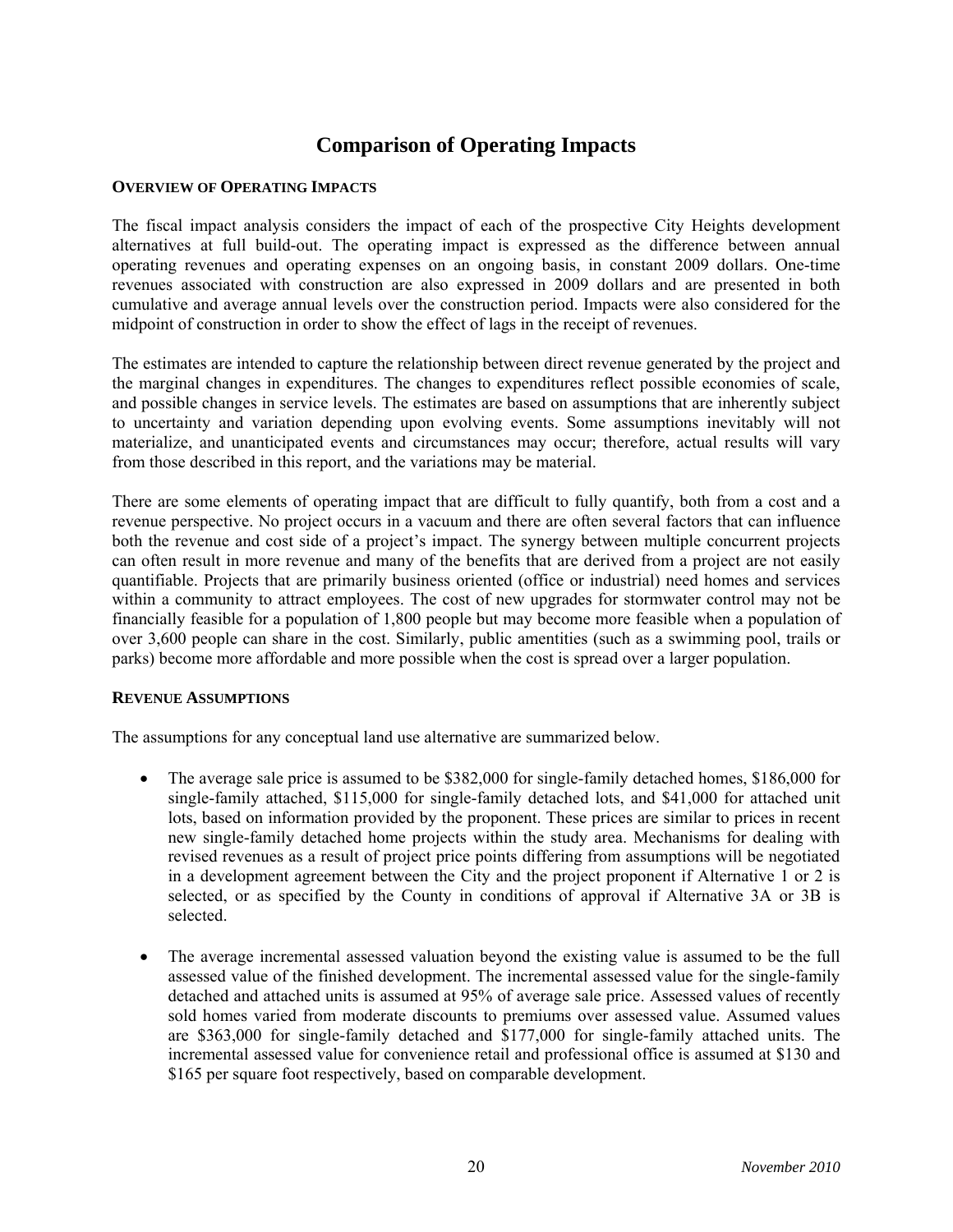# Comparison of Operating Impacts

## Overview of Operating Impacts

The fiscal impact analysis considers the impact of each of the prospective City Heights development alternatives at full build-out. The operating impact is expressed as the difference between annual operating revenues and operating expenses on an ongoing basis, in constant 2009 dollars. One-time revenues associated with construction are also expressed in 2009 dollars and are presented in both cumulative and average annual levels over the construction period. Impacts were also considered for the midpoint of construction in order to show the effect of lags in the receipt of revenues.

The estimates are intended to capture the relationship between direct revenue generated by the project and the marginal changes in expenditures. The changes to expenditures reflect possible economies of scale, and possible changes in service levels. The estimates are based on assumptions that are inherently subject to uncertainty and variation depending upon evolving events. Some assumptions inevitably will not materialize, and unanticipated events and circumstances may occur; therefore, actual results will vary from those described in this report, and the variations may be material.

There are some elements of operating impact that are difficult to fully quantify, both from a cost and a revenue perspective. No project occurs in a vacuum and there are often several factors that can influence both the revenue and cost side of a project's impact. The synergy between multiple concurrent projects can often result in more revenue and many of the benefits that are derived from a project are not easily quantifiable. Projects that are primarily business oriented (office or industrial) need homes and services within a community to attract employees. The cost of new upgrades for stormwater control may not be financially feasible for a population of 1,800 people but may become more feasible when a population of over 3,600 people can share in the cost. Similarly, public amentities (such as a swimming pool, trails or parks) become more affordable and more possible when the cost is spread over a larger population.

## Revenue Assumptions

The assumptions for any conceptual land use alternative are summarized below.

- The average sale price is assumed to be $382,000 for single-family detached homes, $186,000 for single-family attached, $115,000 for single-family detached lots, and $41,000 for attached unit lots, based on information provided by the proponent. These prices are similar to prices in recent new single-family detached home projects within the study area. Mechanisms for dealing with revised revenues as a result of project price points differing from assumptions will be negotiated in a development agreement between the City and the project proponent if Alternative 1 or 2 is selected, or as specified by the County in conditions of approval if Alternative 3A or 3B is selected.
- The average incremental assessed valuation beyond the existing value is assumed to be the full assessed value of the finished development. The incremental assessed value for the single-family detached and attached units is assumed at 95% of average sale price. Assessed values of recently sold homes varied from moderate discounts to premiums over assessed value. Assumed values are $363,000 for single-family detached and $177,000 for single-family attached units. The incremental assessed value for convenience retail and professional office is assumed at $130 and $165 per square foot respectively, based on comparable development.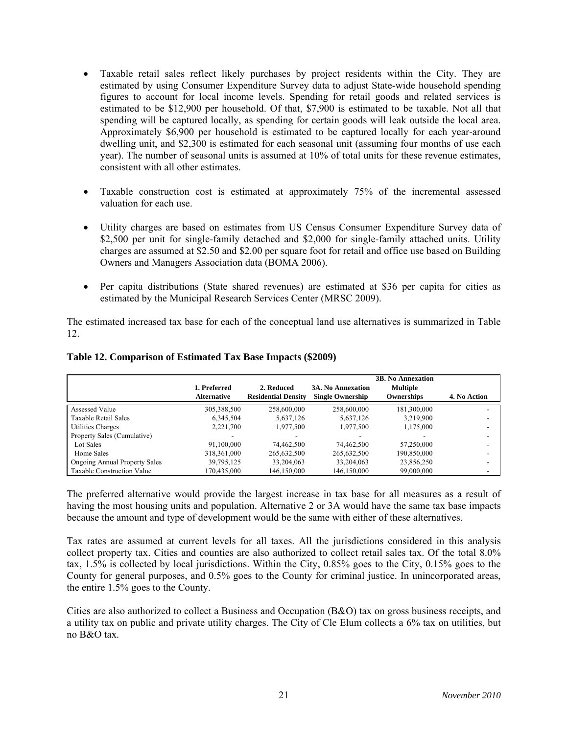- Taxable retail sales reflect likely purchases by project residents within the City. They are estimated by using Consumer Expenditure Survey data to adjust State-wide household spending figures to account for local income levels. Spending for retail goods and related services is estimated to be $12,900 per household. Of that, $7,900 is estimated to be taxable. Not all that spending will be captured locally, as spending for certain goods will leak outside the local area. Approximately $6,900 per household is estimated to be captured locally for each year-around dwelling unit, and $2,300 is estimated for each seasonal unit (assuming four months of use each year). The number of seasonal units is assumed at 10% of total units for these revenue estimates, consistent with all other estimates.

- Taxable construction cost is estimated at approximately 75% of the incremental assessed valuation for each use.

- Utility charges are based on estimates from US Census Consumer Expenditure Survey data of $2,500 per unit for single-family detached and $2,000 for single-family attached units. Utility charges are assumed at $2.50 and $2.00 per square foot for retail and office use based on Building Owners and Managers Association data (BOMA 2006).

- Per capita distributions (State shared revenues) are estimated at $36 per capita for cities as estimated by the Municipal Research Services Center (MRSC 2009).

The estimated increased tax base for each of the conceptual land use alternatives is summarized in Table 12.

**Table 12. Comparison of Estimated Tax Base Impacts ($2009)**

| | 1. Preferred Alternative | 2. Reduced Residential Density | 3A. No Annexation Single Ownership | 3B. No Annexation Multiple Ownerships | 4. No Action |
|---|---|---|---|---|---|
| Assessed Value | 305,388,500 | 258,600,000 | 258,600,000 | 181,300,000 | - |
| Taxable Retail Sales | 6,345,504 | 5,637,126 | 5,637,126 | 3,219,900 | - |
| Utilities Charges | 2,221,700 | 1,977,500 | 1,977,500 | 1,175,000 | - |
| Property Sales (Cumulative) | - | - | - | - | - |
| Lot Sales | 91,100,000 | 74,462,500 | 74,462,500 | 57,250,000 | - |
| Home Sales | 318,361,000 | 265,632,500 | 265,632,500 | 190,850,000 | - |
| Ongoing Annual Property Sales | 39,795,125 | 33,204,063 | 33,204,063 | 23,856,250 | - |
| Taxable Construction Value | 170,435,000 | 146,150,000 | 146,150,000 | 99,000,000 | - |

The preferred alternative would provide the largest increase in tax base for all measures as a result of having the most housing units and population. Alternative 2 or 3A would have the same tax base impacts because the amount and type of development would be the same with either of these alternatives.

Tax rates are assumed at current levels for all taxes. All the jurisdictions considered in this analysis collect property tax. Cities and counties are also authorized to collect retail sales tax. Of the total 8.0% tax, 1.5% is collected by local jurisdictions. Within the City, 0.85% goes to the City, 0.15% goes to the County for general purposes, and 0.5% goes to the County for criminal justice. In unincorporated areas, the entire 1.5% goes to the County.

Cities are also authorized to collect a Business and Occupation (B&O) tax on gross business receipts, and a utility tax on public and private utility charges. The City of Cle Elum collects a 6% tax on utilities, but no B&O tax.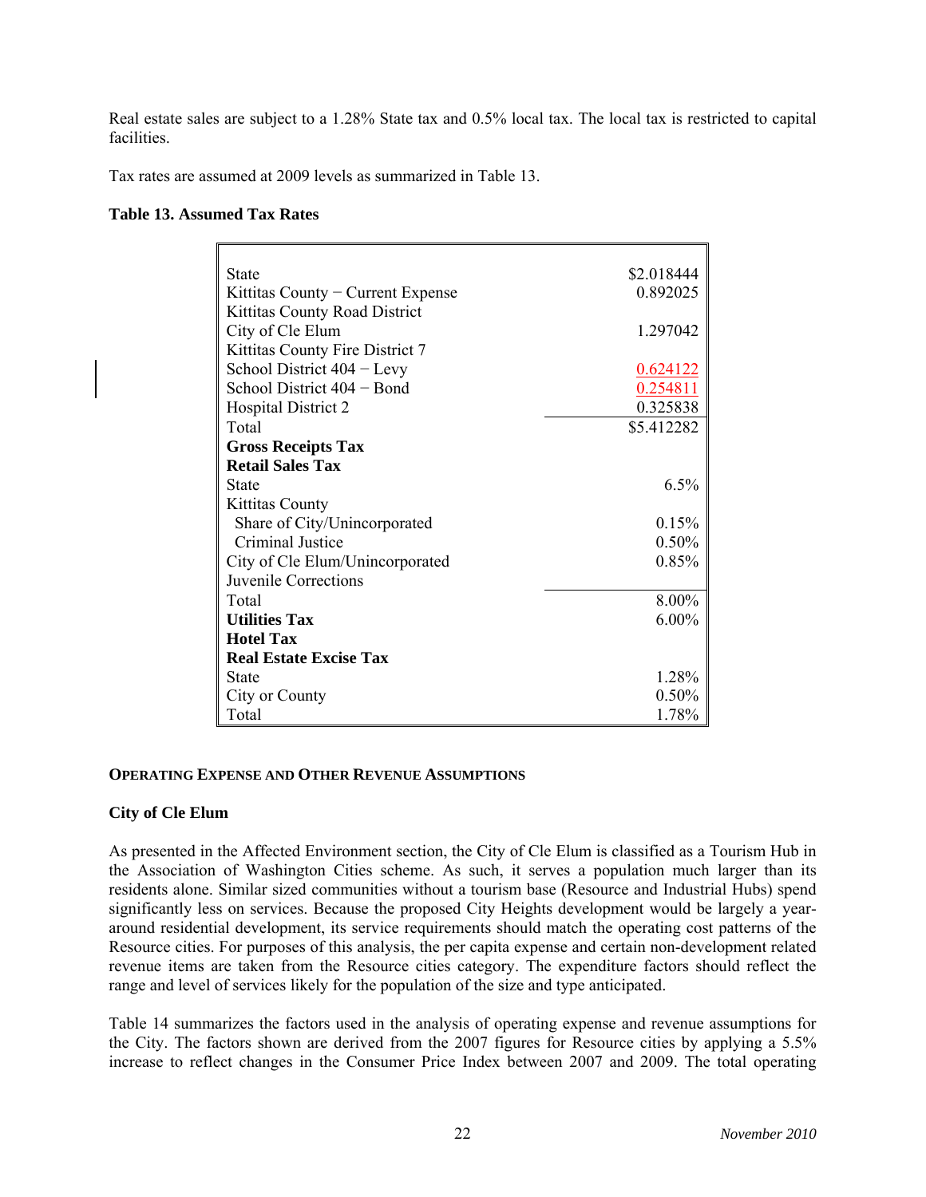Real estate sales are subject to a 1.28% State tax and 0.5% local tax. The local tax is restricted to capital facilities.

Tax rates are assumed at 2009 levels as summarized in Table 13.

**Table 13. Assumed Tax Rates**

| | |
|---|---|
| State | $2.018444 |
| Kittitas County – Current Expense | 0.892025 |
| Kittitas County Road District | |
| City of Cle Elum | 1.297042 |
| Kittitas County Fire District 7 | |
| School District 404 – Levy | 0.624122 |
| School District 404 – Bond | 0.254811 |
| Hospital District 2 | 0.325838 |
| Total | $5.412282 |
| **Gross Receipts Tax** | |
| **Retail Sales Tax** | |
| State | 6.5% |
| Kittitas County | |
| Share of City/Unincorporated | 0.15% |
| Criminal Justice | 0.50% |
| City of Cle Elum/Unincorporated | 0.85% |
| Juvenile Corrections | |
| Total | 8.00% |
| **Utilities Tax** | 6.00% |
| **Hotel Tax** | |
| **Real Estate Excise Tax** | |
| State | 1.28% |
| City or County | 0.50% |
| Total | 1.78% |

#### OPERATING EXPENSE AND OTHER REVENUE ASSUMPTIONS

**City of Cle Elum**

As presented in the Affected Environment section, the City of Cle Elum is classified as a Tourism Hub in the Association of Washington Cities scheme. As such, it serves a population much larger than its residents alone. Similar sized communities without a tourism base (Resource and Industrial Hubs) spend significantly less on services. Because the proposed City Heights development would be largely a year-around residential development, its service requirements should match the operating cost patterns of the Resource cities. For purposes of this analysis, the per capita expense and certain non-development related revenue items are taken from the Resource cities category. The expenditure factors should reflect the range and level of services likely for the population of the size and type anticipated.

Table 14 summarizes the factors used in the analysis of operating expense and revenue assumptions for the City. The factors shown are derived from the 2007 figures for Resource cities by applying a 5.5% increase to reflect changes in the Consumer Price Index between 2007 and 2009. The total operating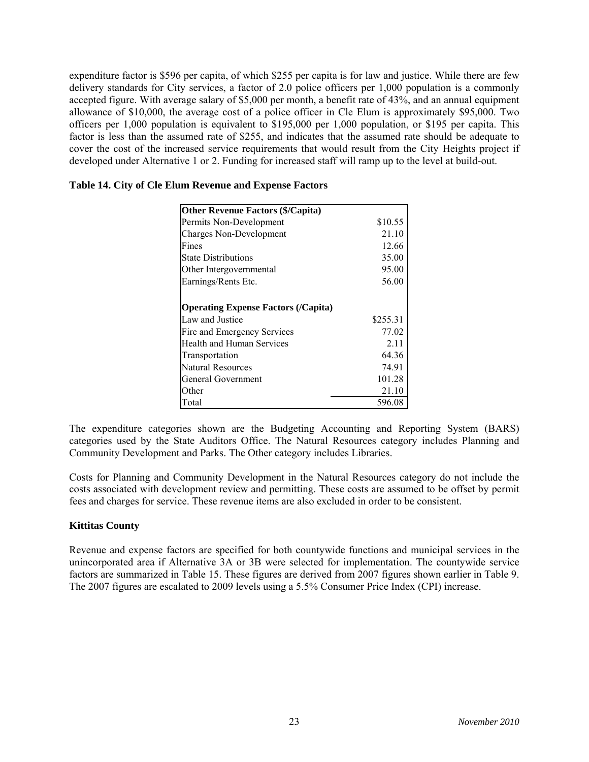expenditure factor is $596 per capita, of which $255 per capita is for law and justice. While there are few delivery standards for City services, a factor of 2.0 police officers per 1,000 population is a commonly accepted figure. With average salary of $5,000 per month, a benefit rate of 43%, and an annual equipment allowance of $10,000, the average cost of a police officer in Cle Elum is approximately $95,000. Two officers per 1,000 population is equivalent to $195,000 per 1,000 population, or $195 per capita. This factor is less than the assumed rate of $255, and indicates that the assumed rate should be adequate to cover the cost of the increased service requirements that would result from the City Heights project if developed under Alternative 1 or 2. Funding for increased staff will ramp up to the level at build-out.

**Table 14. City of Cle Elum Revenue and Expense Factors**

| **Other Revenue Factors ($/Capita)** | |
|---|---|
| Permits Non-Development | $10.55 |
| Charges Non-Development | 21.10 |
| Fines | 12.66 |
| State Distributions | 35.00 |
| Other Intergovernmental | 95.00 |
| Earnings/Rents Etc. | 56.00 |
| | |
| **Operating Expense Factors (/Capita)** | |
| Law and Justice | $255.31 |
| Fire and Emergency Services | 77.02 |
| Health and Human Services | 2.11 |
| Transportation | 64.36 |
| Natural Resources | 74.91 |
| General Government | 101.28 |
| Other | 21.10 |
| Total | 596.08 |

The expenditure categories shown are the Budgeting Accounting and Reporting System (BARS) categories used by the State Auditors Office. The Natural Resources category includes Planning and Community Development and Parks. The Other category includes Libraries.

Costs for Planning and Community Development in the Natural Resources category do not include the costs associated with development review and permitting. These costs are assumed to be offset by permit fees and charges for service. These revenue items are also excluded in order to be consistent.

**Kittitas County**

Revenue and expense factors are specified for both countywide functions and municipal services in the unincorporated area if Alternative 3A or 3B were selected for implementation. The countywide service factors are summarized in Table 15. These figures are derived from 2007 figures shown earlier in Table 9. The 2007 figures are escalated to 2009 levels using a 5.5% Consumer Price Index (CPI) increase.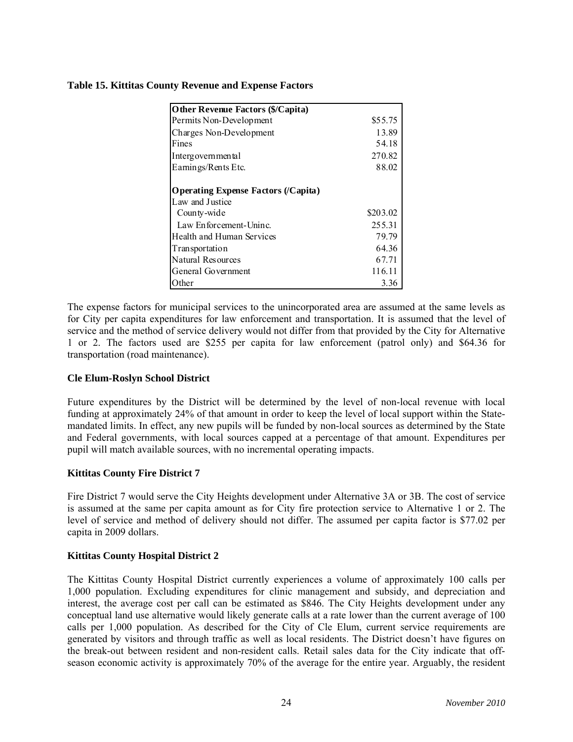**Table 15. Kittitas County Revenue and Expense Factors**

| **Other Revenue Factors ($/Capita)** | |
|---|---|
| Permits Non-Development | $55.75 |
| Charges Non-Development | 13.89 |
| Fines | 54.18 |
| Intergovernmental | 270.82 |
| Earnings/Rents Etc. | 88.02 |
| | |
| **Operating Expense Factors (/Capita)** | |
| Law and Justice | |
| County-wide | $203.02 |
| Law Enforcement-Uninc. | 255.31 |
| Health and Human Services | 79.79 |
| Transportation | 64.36 |
| Natural Resources | 67.71 |
| General Government | 116.11 |
| Other | 3.36 |

The expense factors for municipal services to the unincorporated area are assumed at the same levels as for City per capita expenditures for law enforcement and transportation. It is assumed that the level of service and the method of service delivery would not differ from that provided by the City for Alternative 1 or 2. The factors used are $255 per capita for law enforcement (patrol only) and $64.36 for transportation (road maintenance).

### Cle Elum-Roslyn School District

Future expenditures by the District will be determined by the level of non-local revenue with local funding at approximately 24% of that amount in order to keep the level of local support within the State-mandated limits. In effect, any new pupils will be funded by non-local sources as determined by the State and Federal governments, with local sources capped at a percentage of that amount. Expenditures per pupil will match available sources, with no incremental operating impacts.

### Kittitas County Fire District 7

Fire District 7 would serve the City Heights development under Alternative 3A or 3B. The cost of service is assumed at the same per capita amount as for City fire protection service to Alternative 1 or 2. The level of service and method of delivery should not differ. The assumed per capita factor is $77.02 per capita in 2009 dollars.

### Kittitas County Hospital District 2

The Kittitas County Hospital District currently experiences a volume of approximately 100 calls per 1,000 population. Excluding expenditures for clinic management and subsidy, and depreciation and interest, the average cost per call can be estimated as $846. The City Heights development under any conceptual land use alternative would likely generate calls at a rate lower than the current average of 100 calls per 1,000 population. As described for the City of Cle Elum, current service requirements are generated by visitors and through traffic as well as local residents. The District doesn't have figures on the break-out between resident and non-resident calls. Retail sales data for the City indicate that off-season economic activity is approximately 70% of the average for the entire year. Arguably, the resident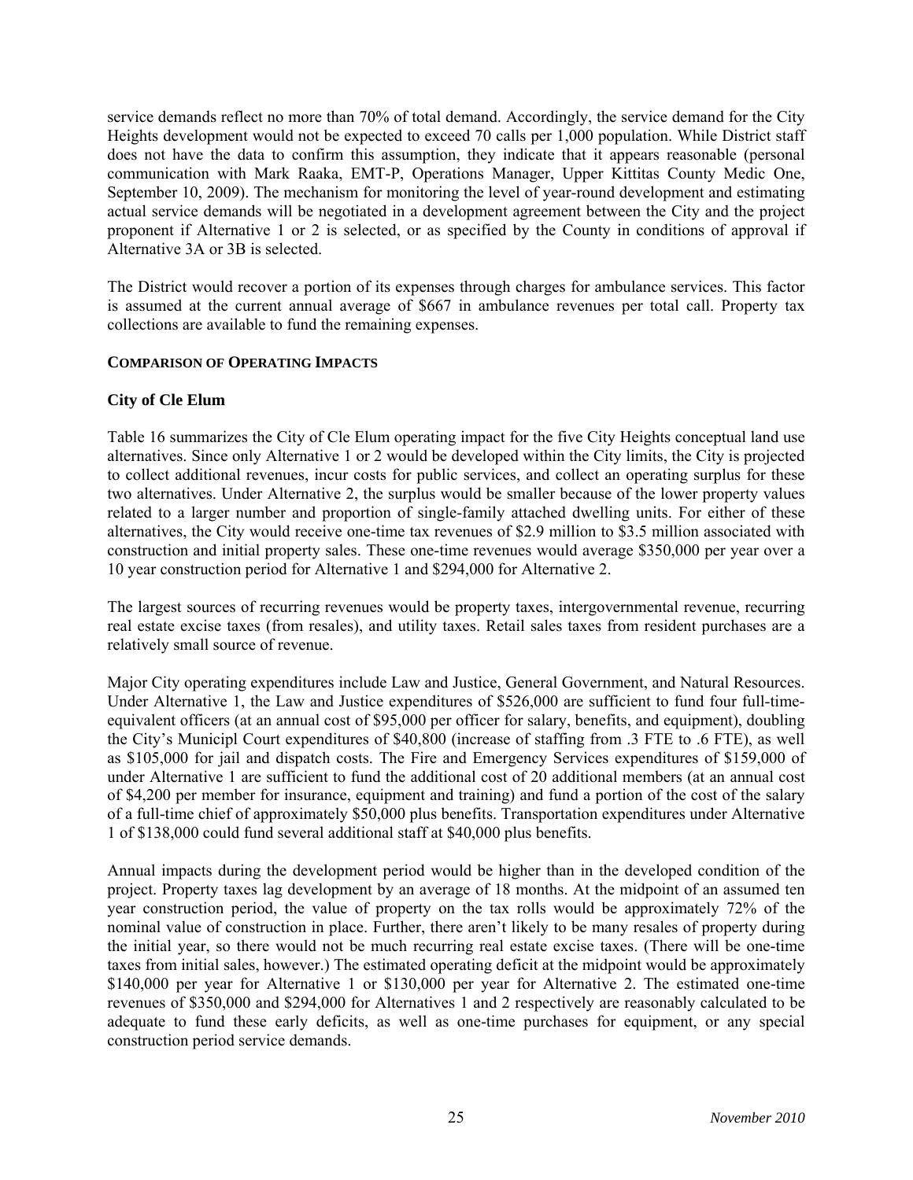service demands reflect no more than 70% of total demand. Accordingly, the service demand for the City Heights development would not be expected to exceed 70 calls per 1,000 population. While District staff does not have the data to confirm this assumption, they indicate that it appears reasonable (personal communication with Mark Raaka, EMT-P, Operations Manager, Upper Kittitas County Medic One, September 10, 2009). The mechanism for monitoring the level of year-round development and estimating actual service demands will be negotiated in a development agreement between the City and the project proponent if Alternative 1 or 2 is selected, or as specified by the County in conditions of approval if Alternative 3A or 3B is selected.

The District would recover a portion of its expenses through charges for ambulance services. This factor is assumed at the current annual average of $667 in ambulance revenues per total call. Property tax collections are available to fund the remaining expenses.

### COMPARISON OF OPERATING IMPACTS

### City of Cle Elum

Table 16 summarizes the City of Cle Elum operating impact for the five City Heights conceptual land use alternatives. Since only Alternative 1 or 2 would be developed within the City limits, the City is projected to collect additional revenues, incur costs for public services, and collect an operating surplus for these two alternatives. Under Alternative 2, the surplus would be smaller because of the lower property values related to a larger number and proportion of single-family attached dwelling units. For either of these alternatives, the City would receive one-time tax revenues of $2.9 million to $3.5 million associated with construction and initial property sales. These one-time revenues would average $350,000 per year over a 10 year construction period for Alternative 1 and $294,000 for Alternative 2.

The largest sources of recurring revenues would be property taxes, intergovernmental revenue, recurring real estate excise taxes (from resales), and utility taxes. Retail sales taxes from resident purchases are a relatively small source of revenue.

Major City operating expenditures include Law and Justice, General Government, and Natural Resources. Under Alternative 1, the Law and Justice expenditures of $526,000 are sufficient to fund four full-time-equivalent officers (at an annual cost of $95,000 per officer for salary, benefits, and equipment), doubling the City's Municipl Court expenditures of $40,800 (increase of staffing from .3 FTE to .6 FTE), as well as $105,000 for jail and dispatch costs. The Fire and Emergency Services expenditures of $159,000 of under Alternative 1 are sufficient to fund the additional cost of 20 additional members (at an annual cost of $4,200 per member for insurance, equipment and training) and fund a portion of the cost of the salary of a full-time chief of approximately $50,000 plus benefits. Transportation expenditures under Alternative 1 of $138,000 could fund several additional staff at $40,000 plus benefits.

Annual impacts during the development period would be higher than in the developed condition of the project. Property taxes lag development by an average of 18 months. At the midpoint of an assumed ten year construction period, the value of property on the tax rolls would be approximately 72% of the nominal value of construction in place. Further, there aren't likely to be many resales of property during the initial year, so there would not be much recurring real estate excise taxes. (There will be one-time taxes from initial sales, however.) The estimated operating deficit at the midpoint would be approximately $140,000 per year for Alternative 1 or $130,000 per year for Alternative 2. The estimated one-time revenues of $350,000 and $294,000 for Alternatives 1 and 2 respectively are reasonably calculated to be adequate to fund these early deficits, as well as one-time purchases for equipment, or any special construction period service demands.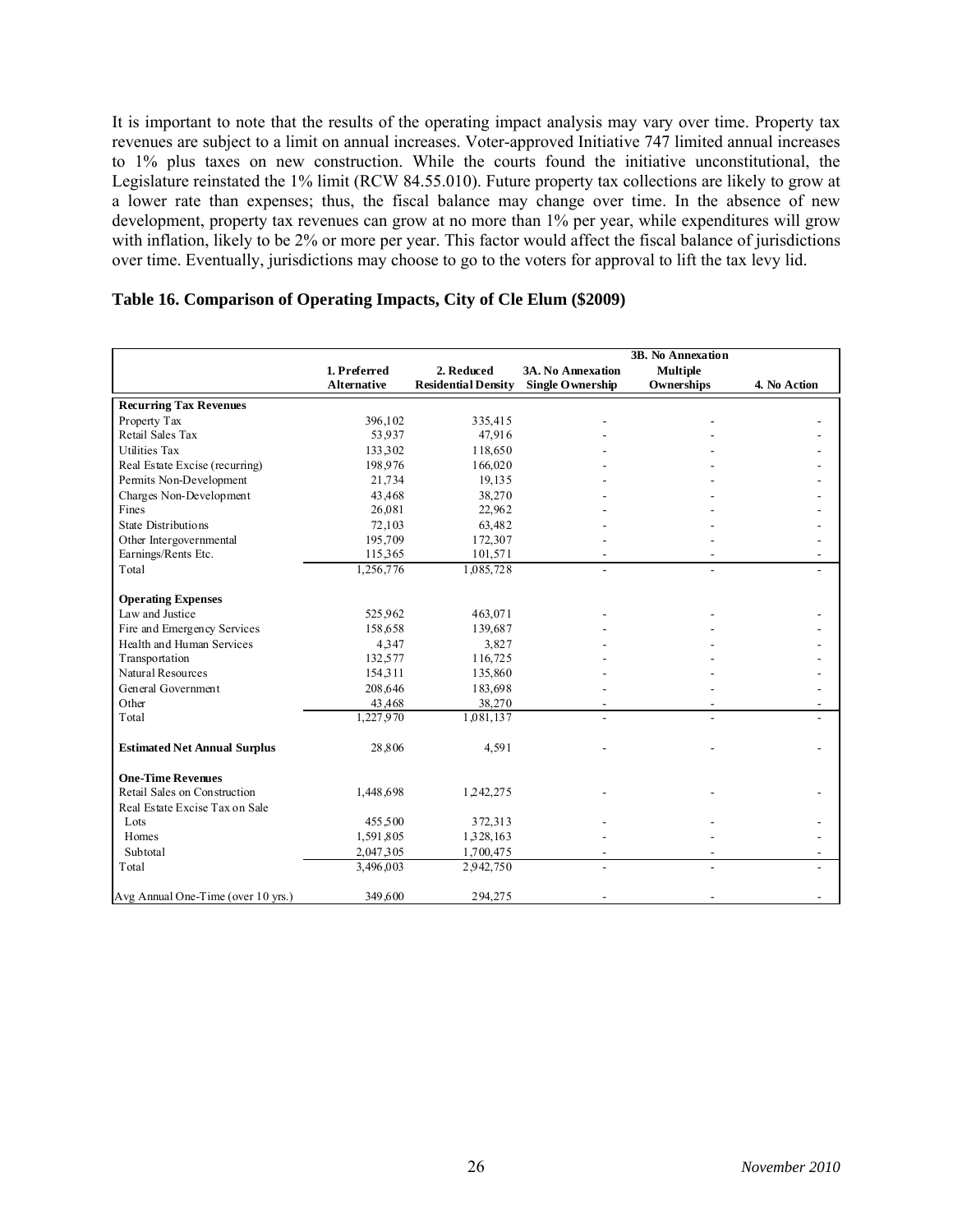It is important to note that the results of the operating impact analysis may vary over time. Property tax revenues are subject to a limit on annual increases. Voter-approved Initiative 747 limited annual increases to 1% plus taxes on new construction. While the courts found the initiative unconstitutional, the Legislature reinstated the 1% limit (RCW 84.55.010). Future property tax collections are likely to grow at a lower rate than expenses; thus, the fiscal balance may change over time. In the absence of new development, property tax revenues can grow at no more than 1% per year, while expenditures will grow with inflation, likely to be 2% or more per year. This factor would affect the fiscal balance of jurisdictions over time. Eventually, jurisdictions may choose to go to the voters for approval to lift the tax levy lid.

**Table 16. Comparison of Operating Impacts, City of Cle Elum ($2009)**

| | 1. Preferred Alternative | 2. Reduced Residential Density | 3A. No Annexation Single Ownership | 3B. No Annexation Multiple Ownerships | 4. No Action |
|---|---|---|---|---|---|
| **Recurring Tax Revenues** | | | | | |
| Property Tax | 396,102 | 335,415 | - | - | - |
| Retail Sales Tax | 53,937 | 47,916 | - | - | - |
| Utilities Tax | 133,302 | 118,650 | - | - | - |
| Real Estate Excise (recurring) | 198,976 | 166,020 | - | - | - |
| Permits Non-Development | 21,734 | 19,135 | - | - | - |
| Charges Non-Development | 43,468 | 38,270 | - | - | - |
| Fines | 26,081 | 22,962 | - | - | - |
| State Distributions | 72,103 | 63,482 | - | - | - |
| Other Intergovernmental | 195,709 | 172,307 | - | - | - |
| Earnings/Rents Etc. | 115,365 | 101,571 | - | - | - |
| Total | 1,256,776 | 1,085,728 | - | - | - |
| **Operating Expenses** | | | | | |
| Law and Justice | 525,962 | 463,071 | - | - | - |
| Fire and Emergency Services | 158,658 | 139,687 | - | - | - |
| Health and Human Services | 4,347 | 3,827 | - | - | - |
| Transportation | 132,577 | 116,725 | - | - | - |
| Natural Resources | 154,311 | 135,860 | - | - | - |
| General Government | 208,646 | 183,698 | - | - | - |
| Other | 43,468 | 38,270 | - | - | - |
| Total | 1,227,970 | 1,081,137 | - | - | - |
| **Estimated Net Annual Surplus** | 28,806 | 4,591 | - | - | - |
| **One-Time Revenues** | | | | | |
| Retail Sales on Construction | 1,448,698 | 1,242,275 | - | - | - |
| Real Estate Excise Tax on Sale | | | | | |
| Lots | 455,500 | 372,313 | - | - | - |
| Homes | 1,591,805 | 1,328,163 | - | - | - |
| Subtotal | 2,047,305 | 1,700,475 | - | - | - |
| Total | 3,496,003 | 2,942,750 | - | - | - |
| Avg Annual One-Time (over 10 yrs.) | 349,600 | 294,275 | - | - | - |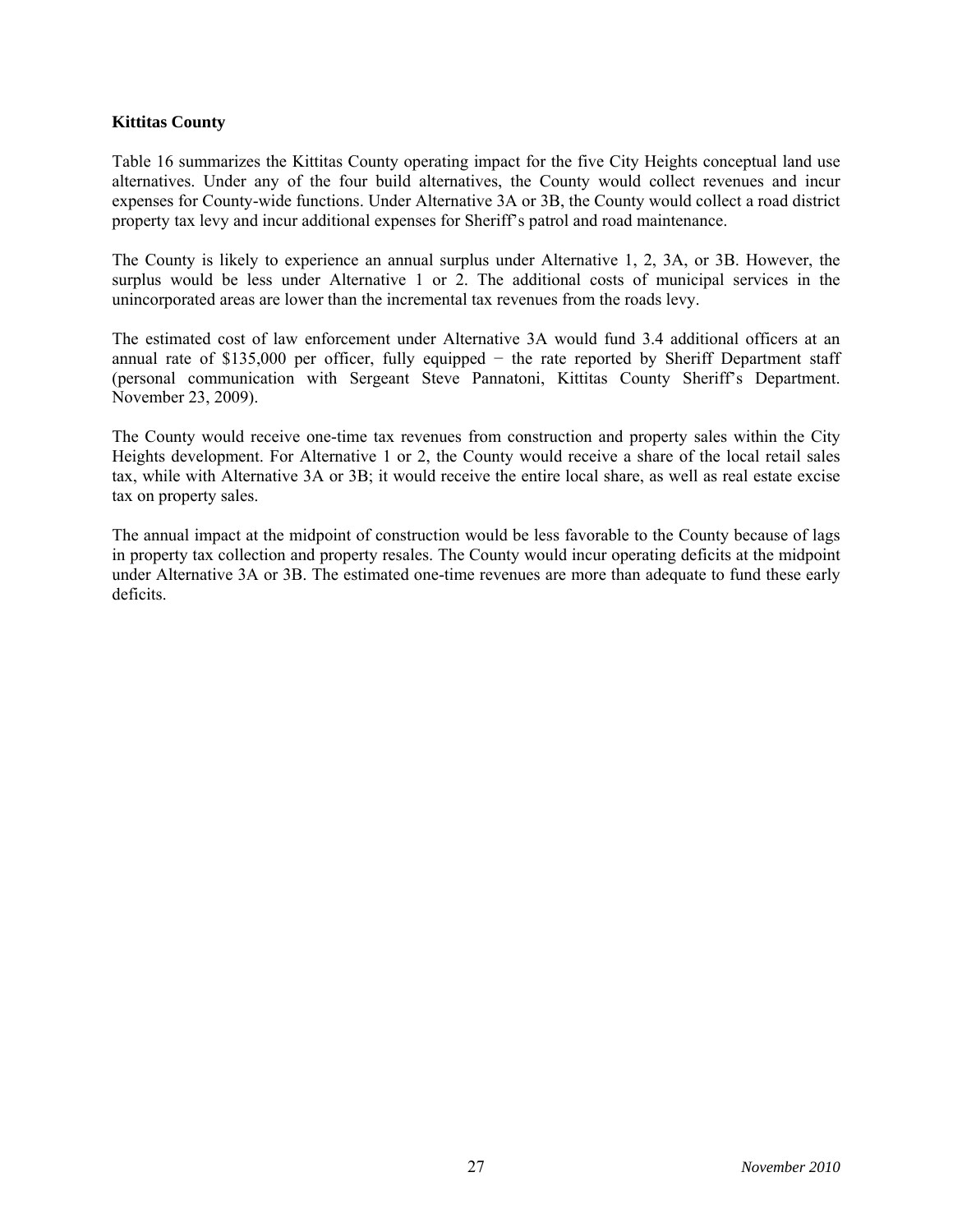**Kittitas County**

Table 16 summarizes the Kittitas County operating impact for the five City Heights conceptual land use alternatives. Under any of the four build alternatives, the County would collect revenues and incur expenses for County-wide functions. Under Alternative 3A or 3B, the County would collect a road district property tax levy and incur additional expenses for Sheriff's patrol and road maintenance.

The County is likely to experience an annual surplus under Alternative 1, 2, 3A, or 3B. However, the surplus would be less under Alternative 1 or 2. The additional costs of municipal services in the unincorporated areas are lower than the incremental tax revenues from the roads levy.

The estimated cost of law enforcement under Alternative 3A would fund 3.4 additional officers at an annual rate of $135,000 per officer, fully equipped − the rate reported by Sheriff Department staff (personal communication with Sergeant Steve Pannatoni, Kittitas County Sheriff's Department. November 23, 2009).

The County would receive one-time tax revenues from construction and property sales within the City Heights development. For Alternative 1 or 2, the County would receive a share of the local retail sales tax, while with Alternative 3A or 3B; it would receive the entire local share, as well as real estate excise tax on property sales.

The annual impact at the midpoint of construction would be less favorable to the County because of lags in property tax collection and property resales. The County would incur operating deficits at the midpoint under Alternative 3A or 3B. The estimated one-time revenues are more than adequate to fund these early deficits.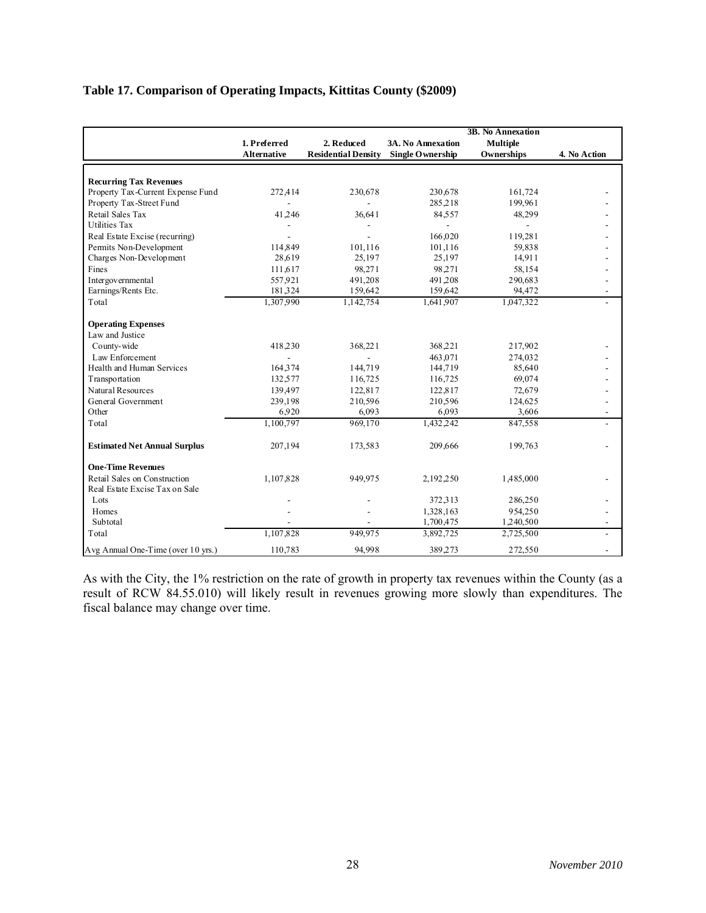**Table 17. Comparison of Operating Impacts, Kittitas County ($2009)**

| | 1. Preferred Alternative | 2. Reduced Residential Density | 3A. No Annexation Single Ownership | 3B. No Annexation Multiple Ownerships | 4. No Action |
|---|---|---|---|---|---|
| **Recurring Tax Revenues** | | | | | |
| Property Tax-Current Expense Fund | 272,414 | 230,678 | 230,678 | 161,724 | - |
| Property Tax-Street Fund | - | - | 285,218 | 199,961 | - |
| Retail Sales Tax | 41,246 | 36,641 | 84,557 | 48,299 | - |
| Utilities Tax | - | - | - | - | - |
| Real Estate Excise (recurring) | - | - | 166,020 | 119,281 | - |
| Permits Non-Development | 114,849 | 101,116 | 101,116 | 59,838 | - |
| Charges Non-Development | 28,619 | 25,197 | 25,197 | 14,911 | - |
| Fines | 111,617 | 98,271 | 98,271 | 58,154 | - |
| Intergovernmental | 557,921 | 491,208 | 491,208 | 290,683 | - |
| Earnings/Rents Etc. | 181,324 | 159,642 | 159,642 | 94,472 | - |
| Total | 1,307,990 | 1,142,754 | 1,641,907 | 1,047,322 | - |
| **Operating Expenses** | | | | | |
| Law and Justice | | | | | |
| County-wide | 418,230 | 368,221 | 368,221 | 217,902 | - |
| Law Enforcement | - | - | 463,071 | 274,032 | - |
| Health and Human Services | 164,374 | 144,719 | 144,719 | 85,640 | - |
| Transportation | 132,577 | 116,725 | 116,725 | 69,074 | - |
| Natural Resources | 139,497 | 122,817 | 122,817 | 72,679 | - |
| General Government | 239,198 | 210,596 | 210,596 | 124,625 | - |
| Other | 6,920 | 6,093 | 6,093 | 3,606 | - |
| Total | 1,100,797 | 969,170 | 1,432,242 | 847,558 | - |
| **Estimated Net Annual Surplus** | 207,194 | 173,583 | 209,666 | 199,763 | - |
| **One-Time Revenues** | | | | | |
| Retail Sales on Construction | 1,107,828 | 949,975 | 2,192,250 | 1,485,000 | - |
| Real Estate Excise Tax on Sale | | | | | |
| Lots | - | - | 372,313 | 286,250 | - |
| Homes | - | - | 1,328,163 | 954,250 | - |
| Subtotal | - | - | 1,700,475 | 1,240,500 | - |
| Total | 1,107,828 | 949,975 | 3,892,725 | 2,725,500 | - |
| Avg Annual One-Time (over 10 yrs.) | 110,783 | 94,998 | 389,273 | 272,550 | - |

As with the City, the 1% restriction on the rate of growth in property tax revenues within the County (as a result of RCW 84.55.010) will likely result in revenues growing more slowly than expenditures. The fiscal balance may change over time.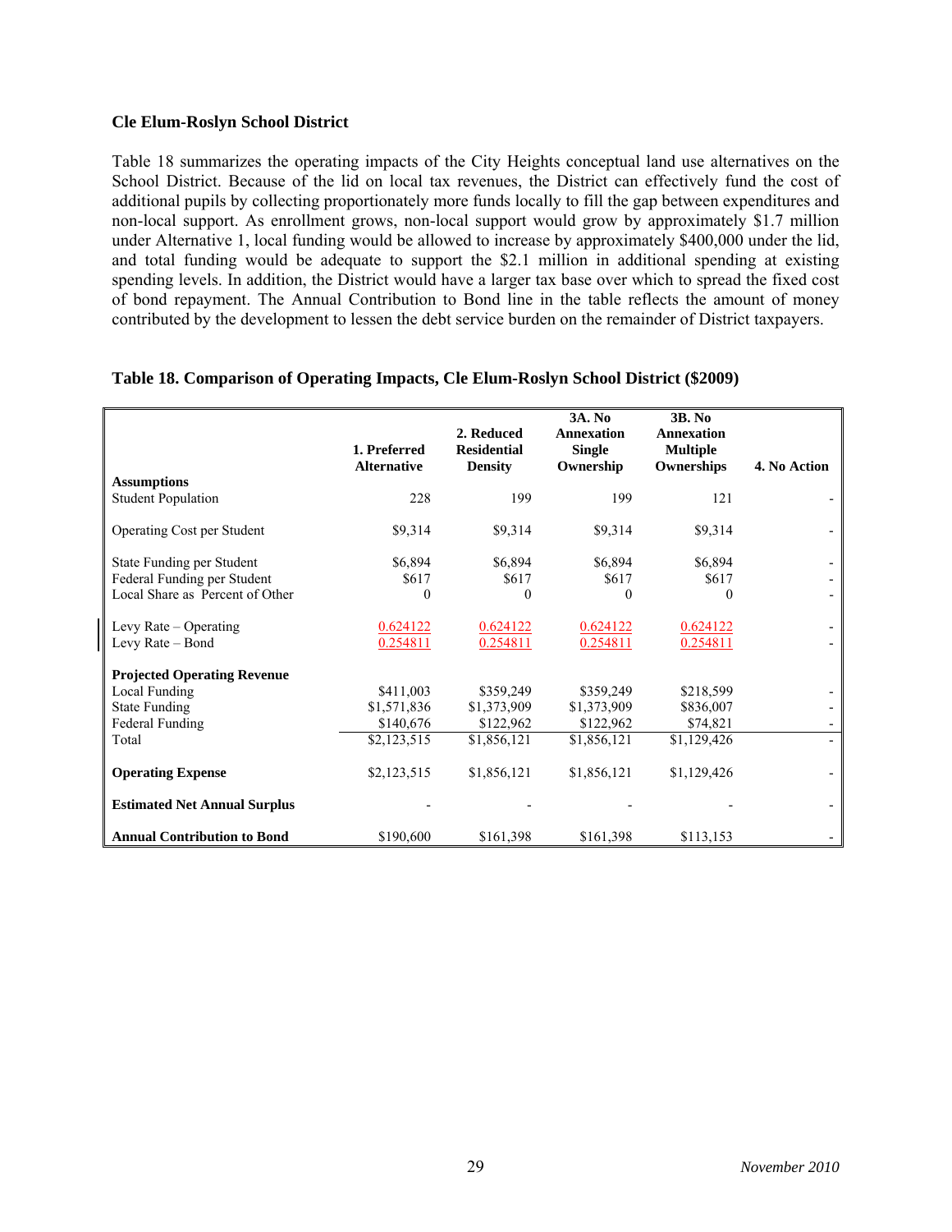### Cle Elum-Roslyn School District

Table 18 summarizes the operating impacts of the City Heights conceptual land use alternatives on the School District. Because of the lid on local tax revenues, the District can effectively fund the cost of additional pupils by collecting proportionately more funds locally to fill the gap between expenditures and non-local support. As enrollment grows, non-local support would grow by approximately $1.7 million under Alternative 1, local funding would be allowed to increase by approximately $400,000 under the lid, and total funding would be adequate to support the $2.1 million in additional spending at existing spending levels. In addition, the District would have a larger tax base over which to spread the fixed cost of bond repayment. The Annual Contribution to Bond line in the table reflects the amount of money contributed by the development to lessen the debt service burden on the remainder of District taxpayers.

**Table 18. Comparison of Operating Impacts, Cle Elum-Roslyn School District ($2009)**

| | 1. Preferred Alternative | 2. Reduced Residential Density | 3A. No Annexation Single Ownership | 3B. No Annexation Multiple Ownerships | 4. No Action |
|---|---|---|---|---|---|
| **Assumptions** | | | | | |
| Student Population | 228 | 199 | 199 | 121 | - |
| Operating Cost per Student | $9,314 | $9,314 | $9,314 | $9,314 | - |
| State Funding per Student | $6,894 | $6,894 | $6,894 | $6,894 | - |
| Federal Funding per Student | $617 | $617 | $617 | $617 | - |
| Local Share as Percent of Other | 0 | 0 | 0 | 0 | - |
| Levy Rate – Operating | 0.624122 | 0.624122 | 0.624122 | 0.624122 | - |
| Levy Rate – Bond | 0.254811 | 0.254811 | 0.254811 | 0.254811 | - |
| **Projected Operating Revenue** | | | | | |
| Local Funding | $411,003 | $359,249 | $359,249 | $218,599 | - |
| State Funding | $1,571,836 | $1,373,909 | $1,373,909 | $836,007 | - |
| Federal Funding | $140,676 | $122,962 | $122,962 | $74,821 | - |
| Total | $2,123,515 | $1,856,121 | $1,856,121 | $1,129,426 | - |
| **Operating Expense** | $2,123,515 | $1,856,121 | $1,856,121 | $1,129,426 | - |
| **Estimated Net Annual Surplus** | - | - | - | - | - |
| **Annual Contribution to Bond** | $190,600 | $161,398 | $161,398 | $113,153 | - |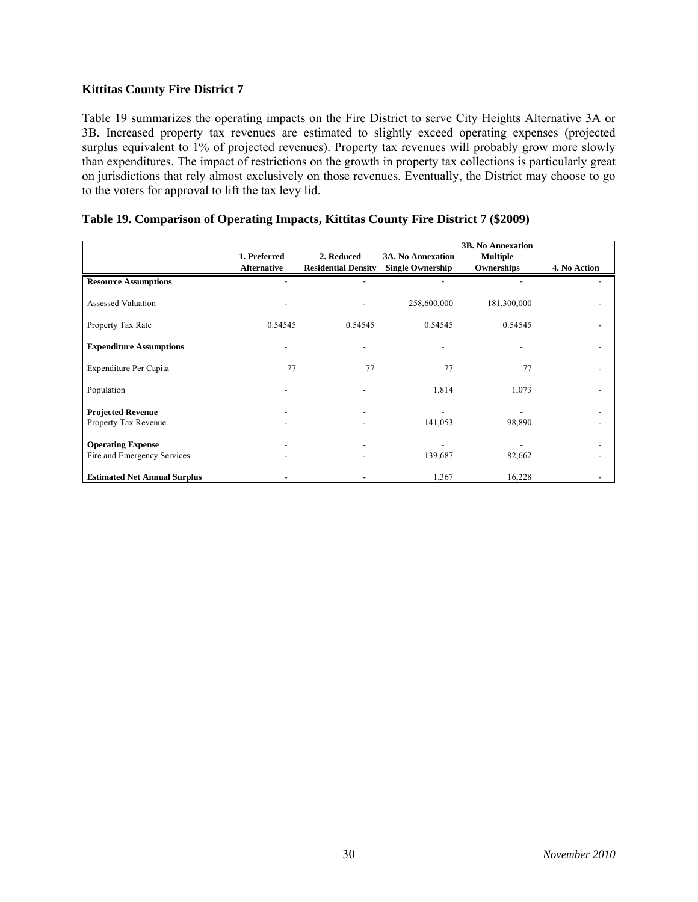**Kittitas County Fire District 7**

Table 19 summarizes the operating impacts on the Fire District to serve City Heights Alternative 3A or 3B. Increased property tax revenues are estimated to slightly exceed operating expenses (projected surplus equivalent to 1% of projected revenues). Property tax revenues will probably grow more slowly than expenditures. The impact of restrictions on the growth in property tax collections is particularly great on jurisdictions that rely almost exclusively on those revenues. Eventually, the District may choose to go to the voters for approval to lift the tax levy lid.

**Table 19. Comparison of Operating Impacts, Kittitas County Fire District 7 ($2009)**

| | 1. Preferred Alternative | 2. Reduced Residential Density | 3A. No Annexation Single Ownership | 3B. No Annexation Multiple Ownerships | 4. No Action |
|---|---|---|---|---|---|
| **Resource Assumptions** | - | - | - | - | - |
| Assessed Valuation | - | - | 258,600,000 | 181,300,000 | - |
| Property Tax Rate | 0.54545 | 0.54545 | 0.54545 | 0.54545 | - |
| **Expenditure Assumptions** | - | - | - | - | - |
| Expenditure Per Capita | 77 | 77 | 77 | 77 | - |
| Population | - | - | 1,814 | 1,073 | - |
| **Projected Revenue** | - | - | - | - | - |
| Property Tax Revenue | - | - | 141,053 | 98,890 | - |
| **Operating Expense** | - | - | - | - | - |
| Fire and Emergency Services | - | - | 139,687 | 82,662 | - |
| **Estimated Net Annual Surplus** | - | - | 1,367 | 16,228 | - |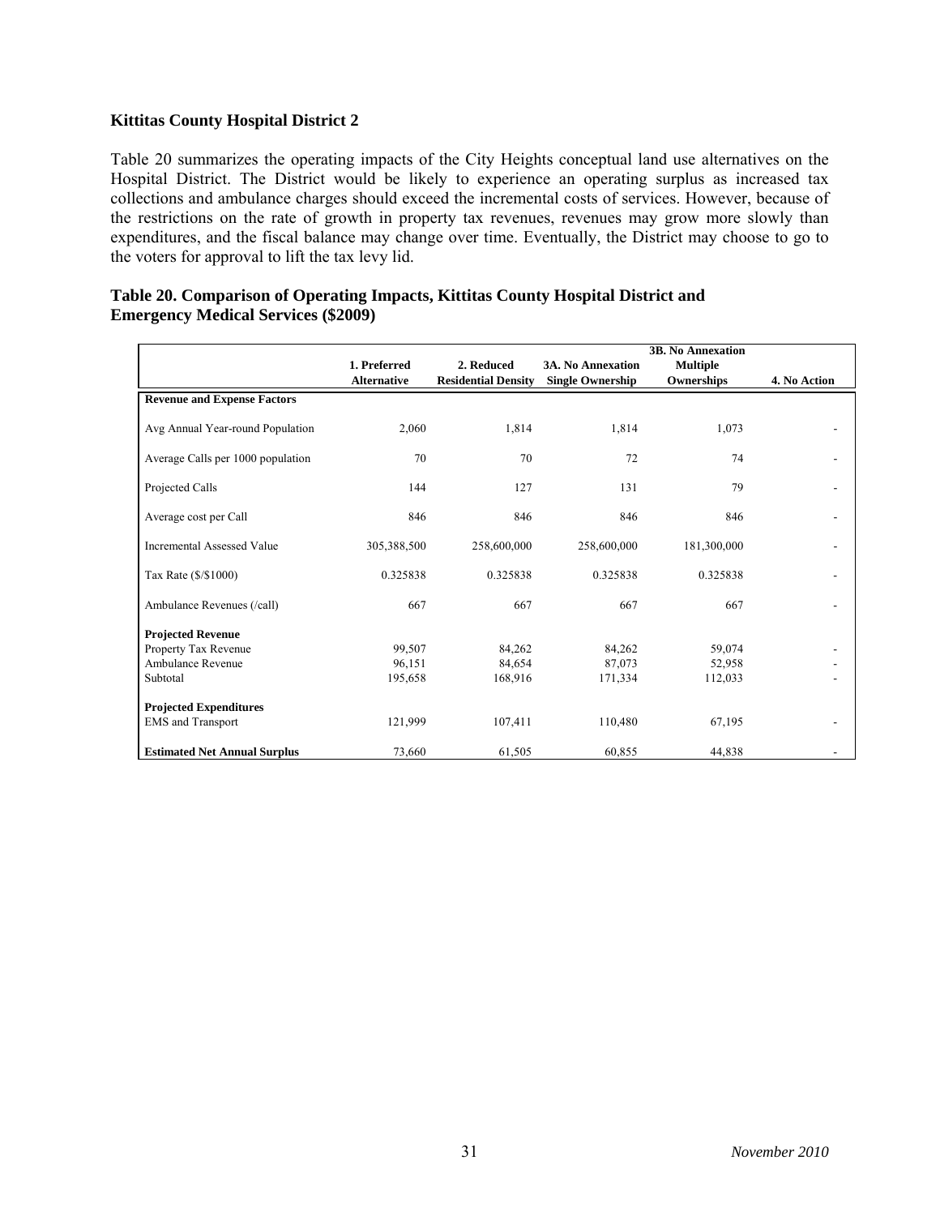### Kittitas County Hospital District 2

Table 20 summarizes the operating impacts of the City Heights conceptual land use alternatives on the Hospital District. The District would be likely to experience an operating surplus as increased tax collections and ambulance charges should exceed the incremental costs of services. However, because of the restrictions on the rate of growth in property tax revenues, revenues may grow more slowly than expenditures, and the fiscal balance may change over time. Eventually, the District may choose to go to the voters for approval to lift the tax levy lid.

**Table 20. Comparison of Operating Impacts, Kittitas County Hospital District and Emergency Medical Services ($2009)**

| | 1. Preferred Alternative | 2. Reduced Residential Density | 3A. No Annexation Single Ownership | 3B. No Annexation Multiple Ownerships | 4. No Action |
|---|---|---|---|---|---|
| **Revenue and Expense Factors** | | | | | |
| Avg Annual Year-round Population | 2,060 | 1,814 | 1,814 | 1,073 | - |
| Average Calls per 1000 population | 70 | 70 | 72 | 74 | - |
| Projected Calls | 144 | 127 | 131 | 79 | - |
| Average cost per Call | 846 | 846 | 846 | 846 | - |
| Incremental Assessed Value | 305,388,500 | 258,600,000 | 258,600,000 | 181,300,000 | - |
| Tax Rate ($/$1000) | 0.325838 | 0.325838 | 0.325838 | 0.325838 | - |
| Ambulance Revenues (/call) | 667 | 667 | 667 | 667 | - |
| **Projected Revenue** | | | | | |
| Property Tax Revenue | 99,507 | 84,262 | 84,262 | 59,074 | - |
| Ambulance Revenue | 96,151 | 84,654 | 87,073 | 52,958 | - |
| Subtotal | 195,658 | 168,916 | 171,334 | 112,033 | - |
| **Projected Expenditures** | | | | | |
| EMS and Transport | 121,999 | 107,411 | 110,480 | 67,195 | - |
| **Estimated Net Annual Surplus** | 73,660 | 61,505 | 60,855 | 44,838 | - |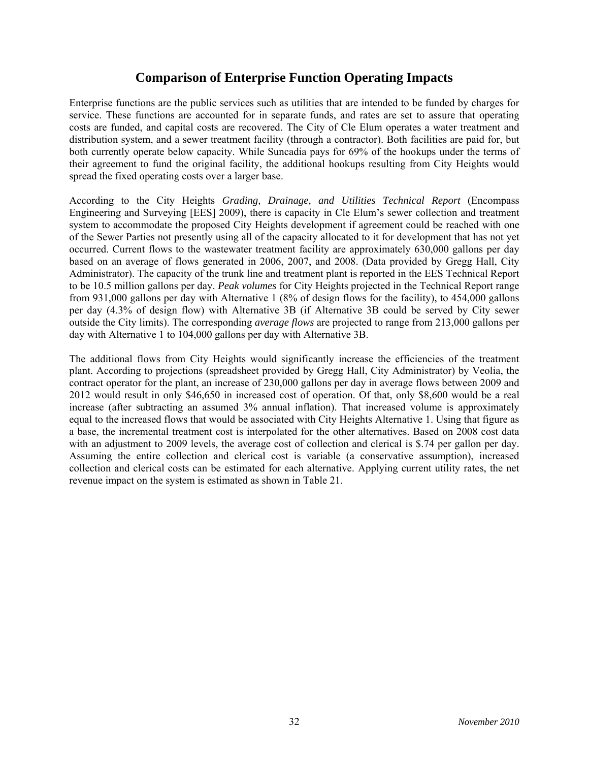## Comparison of Enterprise Function Operating Impacts

Enterprise functions are the public services such as utilities that are intended to be funded by charges for service. These functions are accounted for in separate funds, and rates are set to assure that operating costs are funded, and capital costs are recovered. The City of Cle Elum operates a water treatment and distribution system, and a sewer treatment facility (through a contractor). Both facilities are paid for, but both currently operate below capacity. While Suncadia pays for 69% of the hookups under the terms of their agreement to fund the original facility, the additional hookups resulting from City Heights would spread the fixed operating costs over a larger base.

According to the City Heights *Grading, Drainage, and Utilities Technical Report* (Encompass Engineering and Surveying [EES] 2009), there is capacity in Cle Elum's sewer collection and treatment system to accommodate the proposed City Heights development if agreement could be reached with one of the Sewer Parties not presently using all of the capacity allocated to it for development that has not yet occurred. Current flows to the wastewater treatment facility are approximately 630,000 gallons per day based on an average of flows generated in 2006, 2007, and 2008. (Data provided by Gregg Hall, City Administrator). The capacity of the trunk line and treatment plant is reported in the EES Technical Report to be 10.5 million gallons per day. *Peak volumes* for City Heights projected in the Technical Report range from 931,000 gallons per day with Alternative 1 (8% of design flows for the facility), to 454,000 gallons per day (4.3% of design flow) with Alternative 3B (if Alternative 3B could be served by City sewer outside the City limits). The corresponding *average flows* are projected to range from 213,000 gallons per day with Alternative 1 to 104,000 gallons per day with Alternative 3B.

The additional flows from City Heights would significantly increase the efficiencies of the treatment plant. According to projections (spreadsheet provided by Gregg Hall, City Administrator) by Veolia, the contract operator for the plant, an increase of 230,000 gallons per day in average flows between 2009 and 2012 would result in only $46,650 in increased cost of operation. Of that, only $8,600 would be a real increase (after subtracting an assumed 3% annual inflation). That increased volume is approximately equal to the increased flows that would be associated with City Heights Alternative 1. Using that figure as a base, the incremental treatment cost is interpolated for the other alternatives. Based on 2008 cost data with an adjustment to 2009 levels, the average cost of collection and clerical is $.74 per gallon per day. Assuming the entire collection and clerical cost is variable (a conservative assumption), increased collection and clerical costs can be estimated for each alternative. Applying current utility rates, the net revenue impact on the system is estimated as shown in Table 21.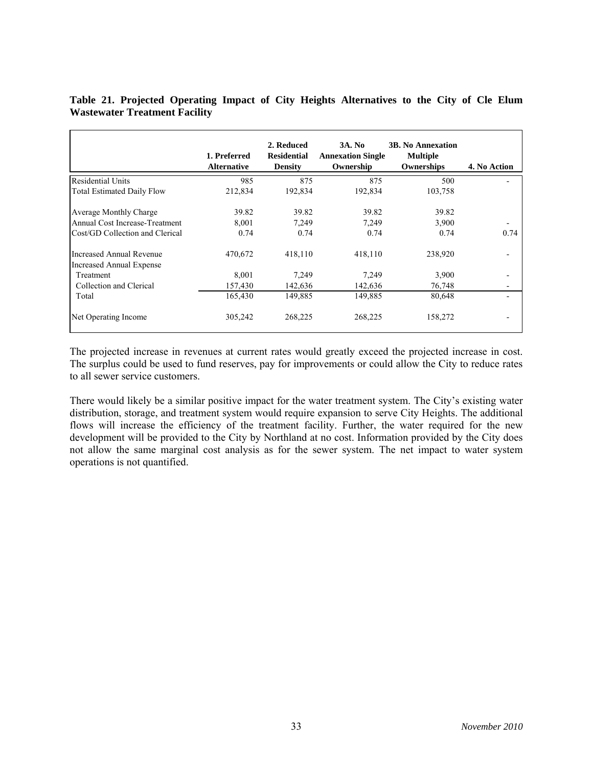**Table 21. Projected Operating Impact of City Heights Alternatives to the City of Cle Elum Wastewater Treatment Facility**

| | 1. Preferred Alternative | 2. Reduced Residential Density | 3A. No Annexation Single Ownership | 3B. No Annexation Multiple Ownerships | 4. No Action |
|---|---|---|---|---|---|
| Residential Units | 985 | 875 | 875 | 500 | - |
| Total Estimated Daily Flow | 212,834 | 192,834 | 192,834 | 103,758 | |
| Average Monthly Charge | 39.82 | 39.82 | 39.82 | 39.82 | |
| Annual Cost Increase-Treatment | 8,001 | 7,249 | 7,249 | 3,900 | - |
| Cost/GD Collection and Clerical | 0.74 | 0.74 | 0.74 | 0.74 | 0.74 |
| Increased Annual Revenue | 470,672 | 418,110 | 418,110 | 238,920 | - |
| Increased Annual Expense | | | | | |
| Treatment | 8,001 | 7,249 | 7,249 | 3,900 | - |
| Collection and Clerical | 157,430 | 142,636 | 142,636 | 76,748 | - |
| Total | 165,430 | 149,885 | 149,885 | 80,648 | - |
| Net Operating Income | 305,242 | 268,225 | 268,225 | 158,272 | - |

The projected increase in revenues at current rates would greatly exceed the projected increase in cost. The surplus could be used to fund reserves, pay for improvements or could allow the City to reduce rates to all sewer service customers.

There would likely be a similar positive impact for the water treatment system. The City's existing water distribution, storage, and treatment system would require expansion to serve City Heights. The additional flows will increase the efficiency of the treatment facility. Further, the water required for the new development will be provided to the City by Northland at no cost. Information provided by the City does not allow the same marginal cost analysis as for the sewer system. The net impact to water system operations is not quantified.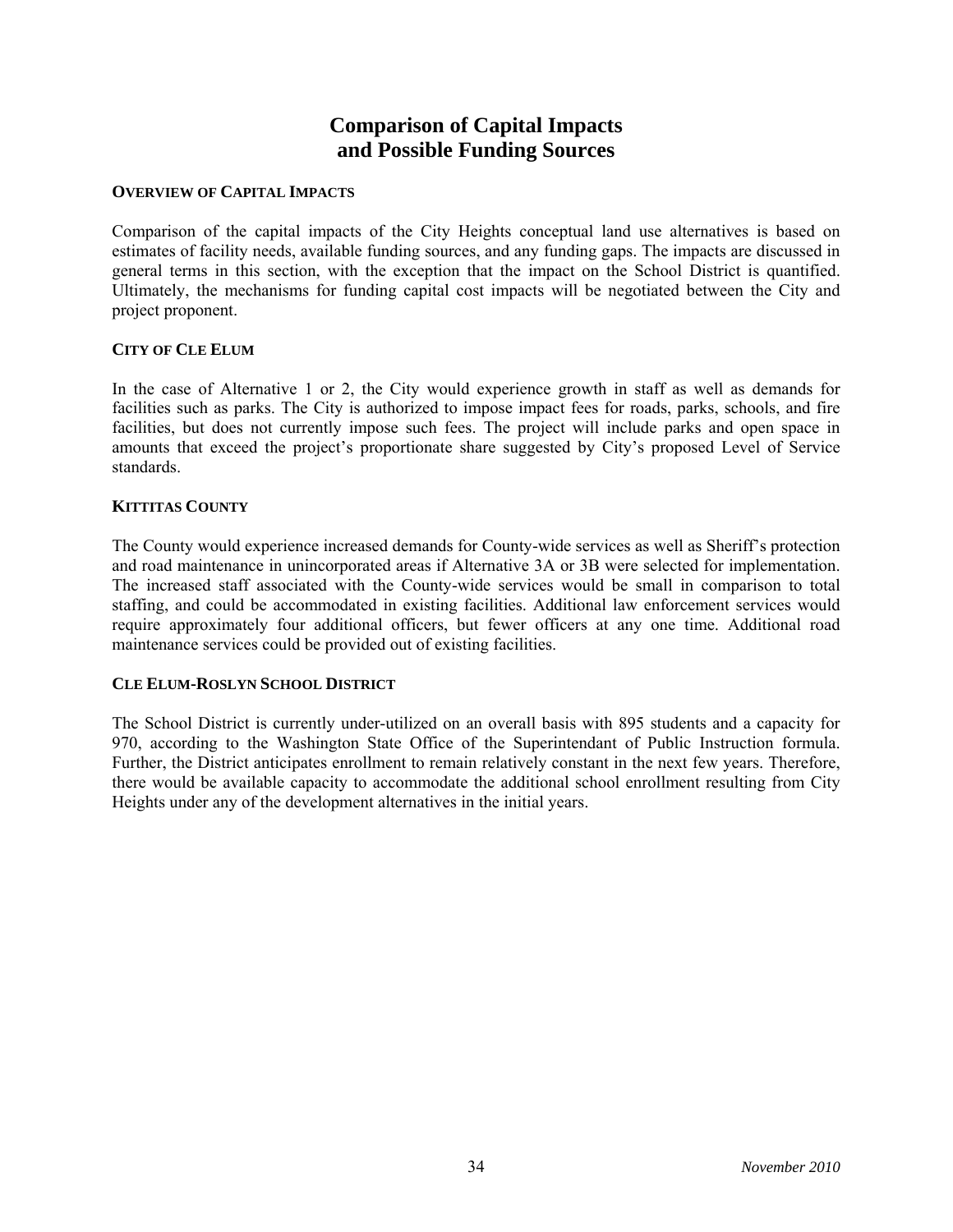# Comparison of Capital Impacts and Possible Funding Sources

### OVERVIEW OF CAPITAL IMPACTS

Comparison of the capital impacts of the City Heights conceptual land use alternatives is based on estimates of facility needs, available funding sources, and any funding gaps. The impacts are discussed in general terms in this section, with the exception that the impact on the School District is quantified. Ultimately, the mechanisms for funding capital cost impacts will be negotiated between the City and project proponent.

### CITY OF CLE ELUM

In the case of Alternative 1 or 2, the City would experience growth in staff as well as demands for facilities such as parks. The City is authorized to impose impact fees for roads, parks, schools, and fire facilities, but does not currently impose such fees. The project will include parks and open space in amounts that exceed the project's proportionate share suggested by City's proposed Level of Service standards.

### KITTITAS COUNTY

The County would experience increased demands for County-wide services as well as Sheriff's protection and road maintenance in unincorporated areas if Alternative 3A or 3B were selected for implementation. The increased staff associated with the County-wide services would be small in comparison to total staffing, and could be accommodated in existing facilities. Additional law enforcement services would require approximately four additional officers, but fewer officers at any one time. Additional road maintenance services could be provided out of existing facilities.

### CLE ELUM-ROSLYN SCHOOL DISTRICT

The School District is currently under-utilized on an overall basis with 895 students and a capacity for 970, according to the Washington State Office of the Superintendant of Public Instruction formula. Further, the District anticipates enrollment to remain relatively constant in the next few years. Therefore, there would be available capacity to accommodate the additional school enrollment resulting from City Heights under any of the development alternatives in the initial years.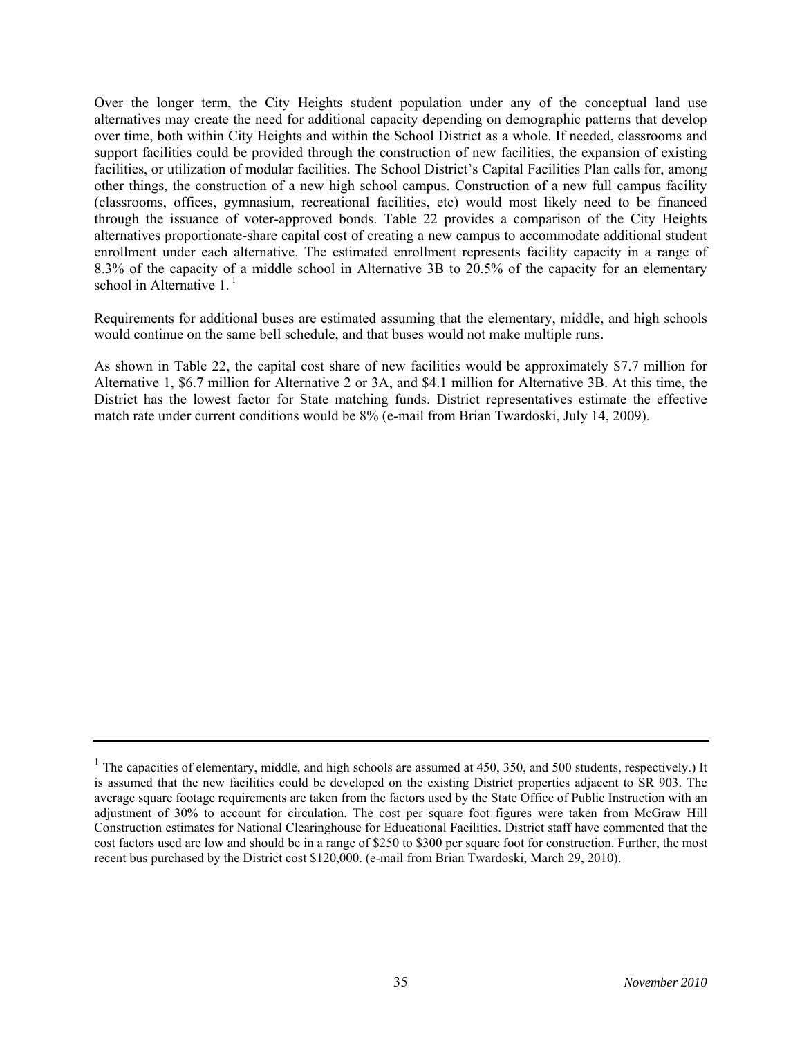Over the longer term, the City Heights student population under any of the conceptual land use alternatives may create the need for additional capacity depending on demographic patterns that develop over time, both within City Heights and within the School District as a whole. If needed, classrooms and support facilities could be provided through the construction of new facilities, the expansion of existing facilities, or utilization of modular facilities. The School District's Capital Facilities Plan calls for, among other things, the construction of a new high school campus. Construction of a new full campus facility (classrooms, offices, gymnasium, recreational facilities, etc) would most likely need to be financed through the issuance of voter-approved bonds. Table 22 provides a comparison of the City Heights alternatives proportionate-share capital cost of creating a new campus to accommodate additional student enrollment under each alternative. The estimated enrollment represents facility capacity in a range of 8.3% of the capacity of a middle school in Alternative 3B to 20.5% of the capacity for an elementary school in Alternative 1. [1]

Requirements for additional buses are estimated assuming that the elementary, middle, and high schools would continue on the same bell schedule, and that buses would not make multiple runs.

As shown in Table 22, the capital cost share of new facilities would be approximately $7.7 million for Alternative 1, $6.7 million for Alternative 2 or 3A, and $4.1 million for Alternative 3B. At this time, the District has the lowest factor for State matching funds. District representatives estimate the effective match rate under current conditions would be 8% (e-mail from Brian Twardoski, July 14, 2009).

---

[1] The capacities of elementary, middle, and high schools are assumed at 450, 350, and 500 students, respectively.) It is assumed that the new facilities could be developed on the existing District properties adjacent to SR 903. The average square footage requirements are taken from the factors used by the State Office of Public Instruction with an adjustment of 30% to account for circulation. The cost per square foot figures were taken from McGraw Hill Construction estimates for National Clearinghouse for Educational Facilities. District staff have commented that the cost factors used are low and should be in a range of $250 to $300 per square foot for construction. Further, the most recent bus purchased by the District cost $120,000. (e-mail from Brian Twardoski, March 29, 2010).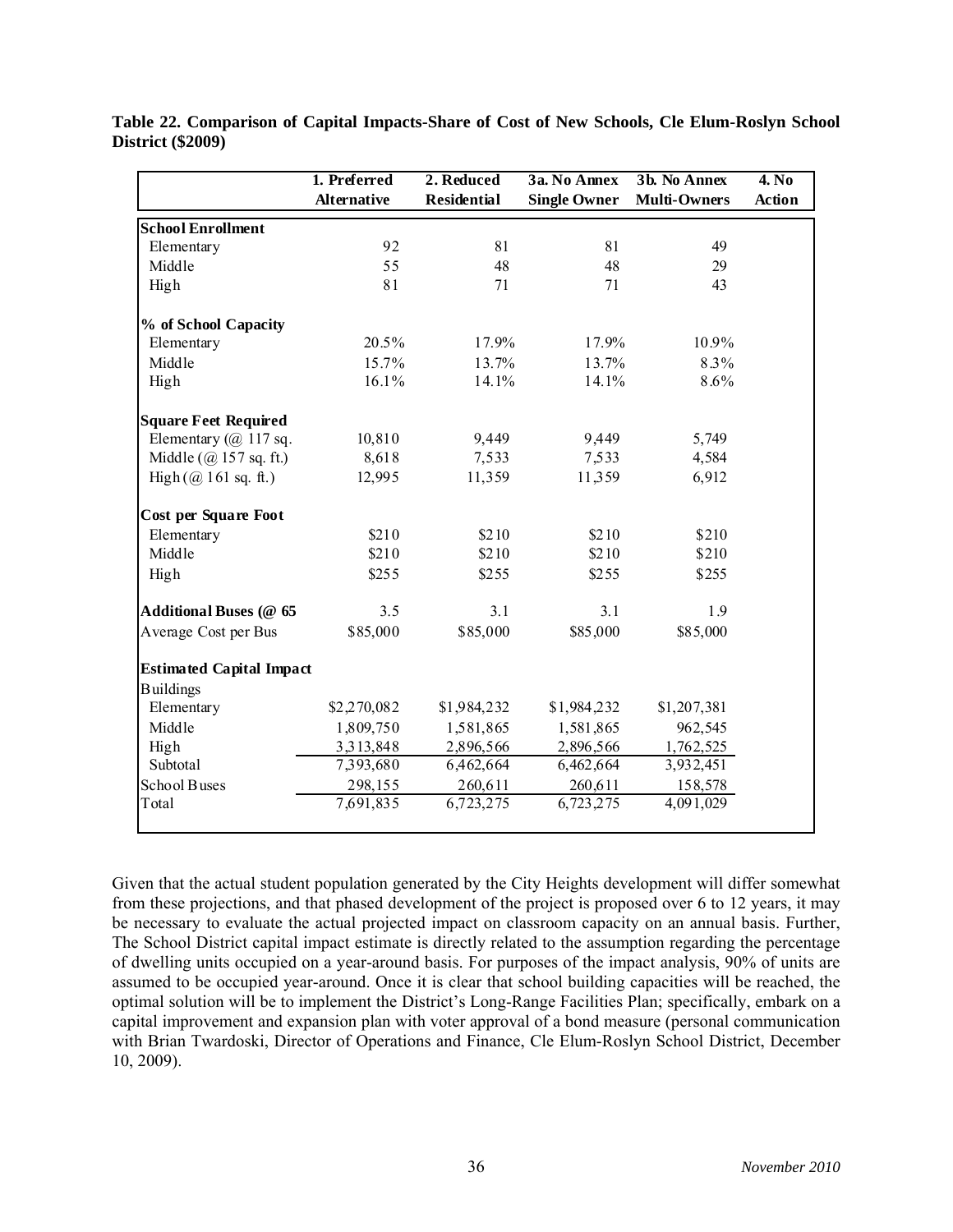**Table 22. Comparison of Capital Impacts-Share of Cost of New Schools, Cle Elum-Roslyn School District ($2009)**

| | 1. Preferred Alternative | 2. Reduced Residential | 3a. No Annex Single Owner | 3b. No Annex Multi-Owners | 4. No Action |
|---|---|---|---|---|---|
| **School Enrollment** | | | | | |
| Elementary | 92 | 81 | 81 | 49 | |
| Middle | 55 | 48 | 48 | 29 | |
| High | 81 | 71 | 71 | 43 | |
| **% of School Capacity** | | | | | |
| Elementary | 20.5% | 17.9% | 17.9% | 10.9% | |
| Middle | 15.7% | 13.7% | 13.7% | 8.3% | |
| High | 16.1% | 14.1% | 14.1% | 8.6% | |
| **Square Feet Required** | | | | | |
| Elementary (@ 117 sq. | 10,810 | 9,449 | 9,449 | 5,749 | |
| Middle (@ 157 sq. ft.) | 8,618 | 7,533 | 7,533 | 4,584 | |
| High (@ 161 sq. ft.) | 12,995 | 11,359 | 11,359 | 6,912 | |
| **Cost per Square Foot** | | | | | |
| Elementary | $210 | $210 | $210 | $210 | |
| Middle | $210 | $210 | $210 | $210 | |
| High | $255 | $255 | $255 | $255 | |
| **Additional Buses (@ 65** | 3.5 | 3.1 | 3.1 | 1.9 | |
| Average Cost per Bus | $85,000 | $85,000 | $85,000 | $85,000 | |
| **Estimated Capital Impact** | | | | | |
| Buildings | | | | | |
| Elementary | $2,270,082 | $1,984,232 | $1,984,232 | $1,207,381 | |
| Middle | 1,809,750 | 1,581,865 | 1,581,865 | 962,545 | |
| High | 3,313,848 | 2,896,566 | 2,896,566 | 1,762,525 | |
| Subtotal | 7,393,680 | 6,462,664 | 6,462,664 | 3,932,451 | |
| School Buses | 298,155 | 260,611 | 260,611 | 158,578 | |
| Total | 7,691,835 | 6,723,275 | 6,723,275 | 4,091,029 | |

Given that the actual student population generated by the City Heights development will differ somewhat from these projections, and that phased development of the project is proposed over 6 to 12 years, it may be necessary to evaluate the actual projected impact on classroom capacity on an annual basis. Further, The School District capital impact estimate is directly related to the assumption regarding the percentage of dwelling units occupied on a year-around basis. For purposes of the impact analysis, 90% of units are assumed to be occupied year-around. Once it is clear that school building capacities will be reached, the optimal solution will be to implement the District's Long-Range Facilities Plan; specifically, embark on a capital improvement and expansion plan with voter approval of a bond measure (personal communication with Brian Twardoski, Director of Operations and Finance, Cle Elum-Roslyn School District, December 10, 2009).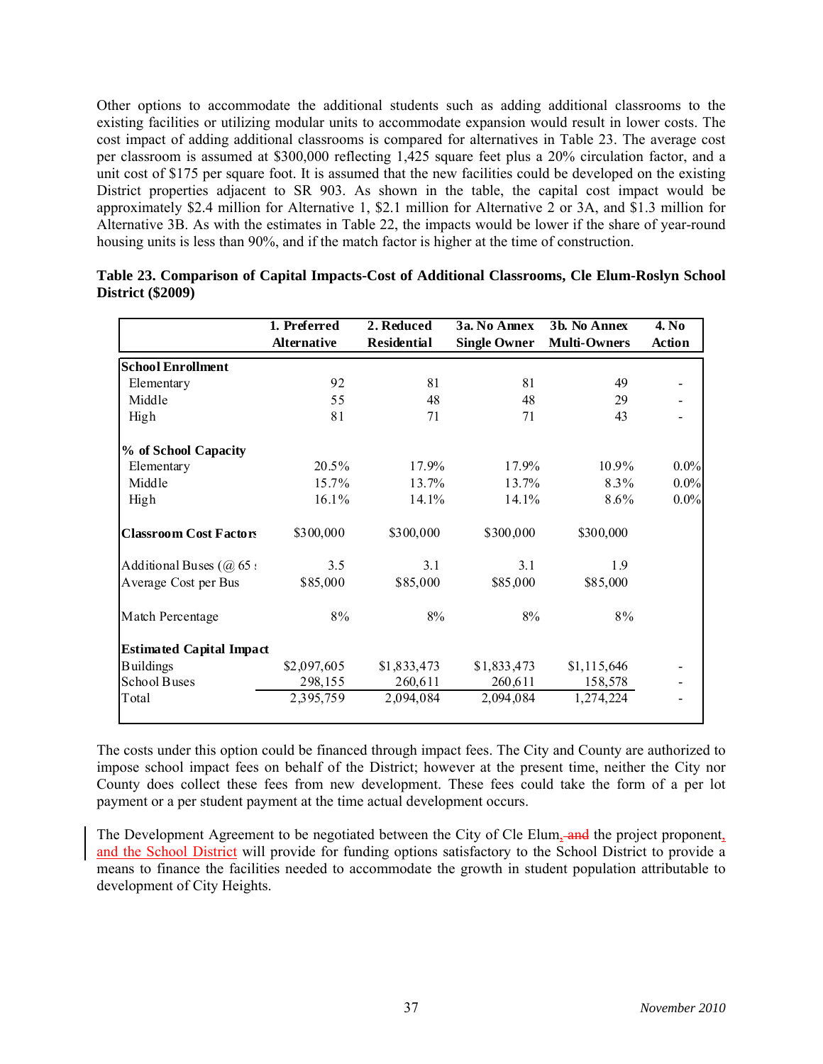Other options to accommodate the additional students such as adding additional classrooms to the existing facilities or utilizing modular units to accommodate expansion would result in lower costs. The cost impact of adding additional classrooms is compared for alternatives in Table 23. The average cost per classroom is assumed at $300,000 reflecting 1,425 square feet plus a 20% circulation factor, and a unit cost of $175 per square foot. It is assumed that the new facilities could be developed on the existing District properties adjacent to SR 903. As shown in the table, the capital cost impact would be approximately $2.4 million for Alternative 1, $2.1 million for Alternative 2 or 3A, and $1.3 million for Alternative 3B. As with the estimates in Table 22, the impacts would be lower if the share of year-round housing units is less than 90%, and if the match factor is higher at the time of construction.

**Table 23. Comparison of Capital Impacts-Cost of Additional Classrooms, Cle Elum-Roslyn School District ($2009)**

| | 1. Preferred Alternative | 2. Reduced Residential | 3a. No Annex Single Owner | 3b. No Annex Multi-Owners | 4. No Action |
|---|---|---|---|---|---|
| **School Enrollment** | | | | | |
| Elementary | 92 | 81 | 81 | 49 | - |
| Middle | 55 | 48 | 48 | 29 | - |
| High | 81 | 71 | 71 | 43 | - |
| **% of School Capacity** | | | | | |
| Elementary | 20.5% | 17.9% | 17.9% | 10.9% | 0.0% |
| Middle | 15.7% | 13.7% | 13.7% | 8.3% | 0.0% |
| High | 16.1% | 14.1% | 14.1% | 8.6% | 0.0% |
| **Classroom Cost Factors** | $300,000 | $300,000 | $300,000 | $300,000 | |
| Additional Buses (@ 65 s | 3.5 | 3.1 | 3.1 | 1.9 | |
| Average Cost per Bus | $85,000 | $85,000 | $85,000 | $85,000 | |
| Match Percentage | 8% | 8% | 8% | 8% | |
| **Estimated Capital Impact** | | | | | |
| Buildings | $2,097,605 | $1,833,473 | $1,833,473 | $1,115,646 | - |
| School Buses | 298,155 | 260,611 | 260,611 | 158,578 | - |
| Total | 2,395,759 | 2,094,084 | 2,094,084 | 1,274,224 | - |

The costs under this option could be financed through impact fees. The City and County are authorized to impose school impact fees on behalf of the District; however at the present time, neither the City nor County does collect these fees from new development. These fees could take the form of a per lot payment or a per student payment at the time actual development occurs.

The Development Agreement to be negotiated between the City of Cle Elum, ~~and~~ the project proponent, and the School District will provide for funding options satisfactory to the School District to provide a means to finance the facilities needed to accommodate the growth in student population attributable to development of City Heights.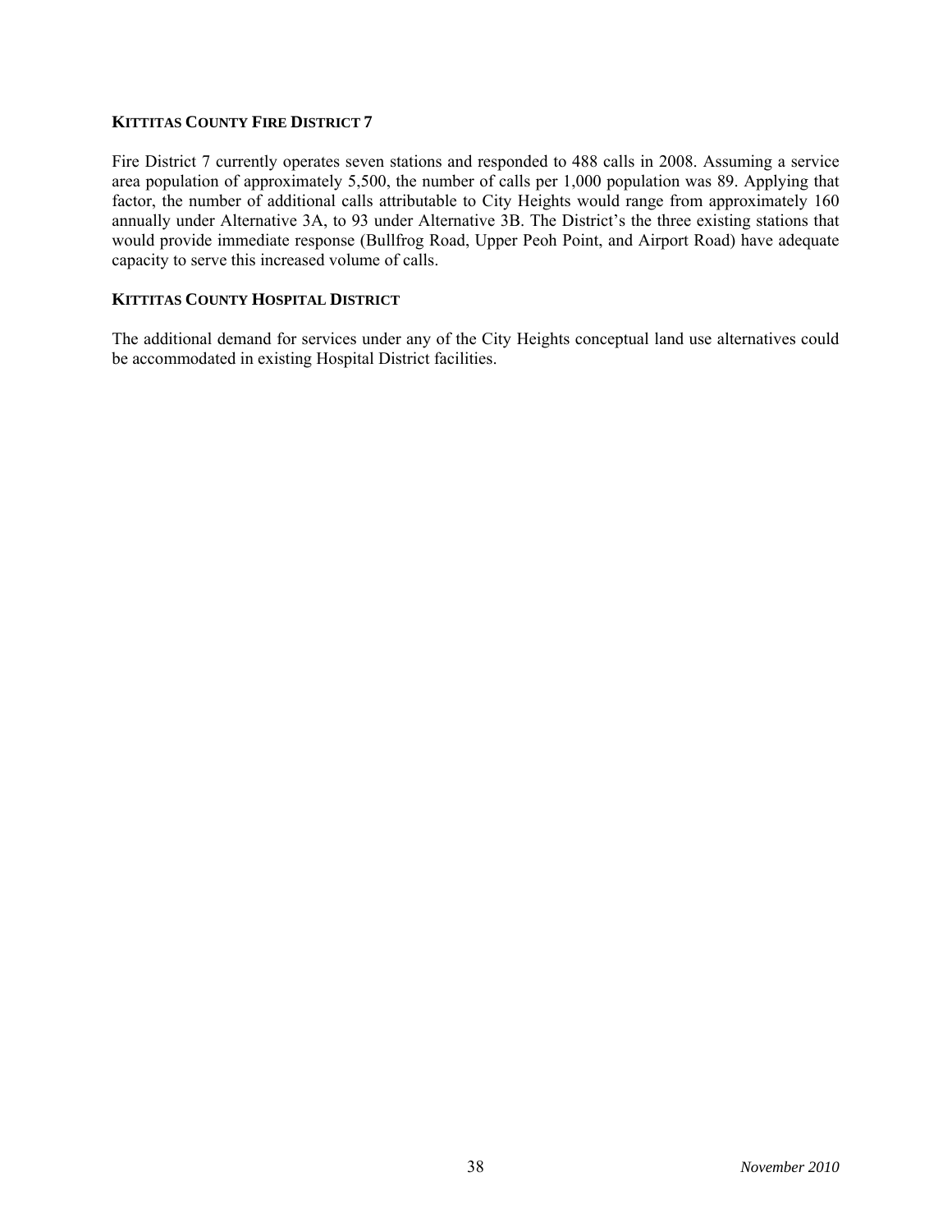### KITTITAS COUNTY FIRE DISTRICT 7

Fire District 7 currently operates seven stations and responded to 488 calls in 2008. Assuming a service area population of approximately 5,500, the number of calls per 1,000 population was 89. Applying that factor, the number of additional calls attributable to City Heights would range from approximately 160 annually under Alternative 3A, to 93 under Alternative 3B. The District's the three existing stations that would provide immediate response (Bullfrog Road, Upper Peoh Point, and Airport Road) have adequate capacity to serve this increased volume of calls.

### KITTITAS COUNTY HOSPITAL DISTRICT

The additional demand for services under any of the City Heights conceptual land use alternatives could be accommodated in existing Hospital District facilities.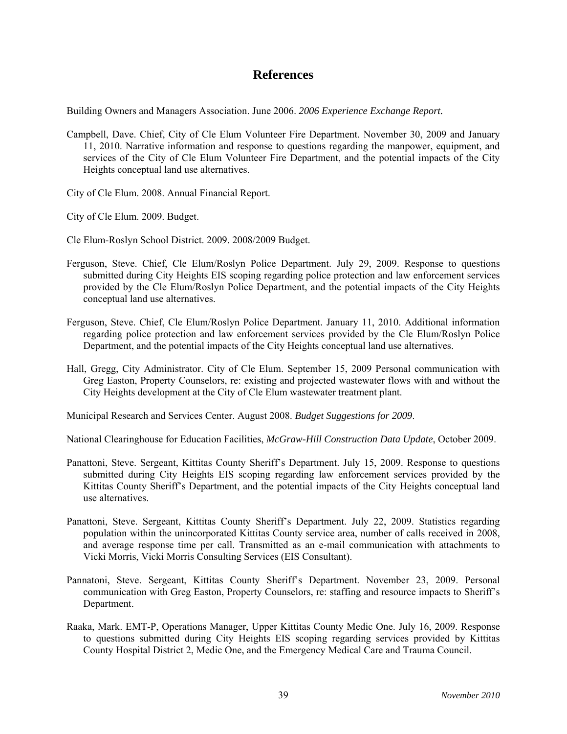# References

Building Owners and Managers Association. June 2006. *2006 Experience Exchange Report.*

Campbell, Dave. Chief, City of Cle Elum Volunteer Fire Department. November 30, 2009 and January 11, 2010. Narrative information and response to questions regarding the manpower, equipment, and services of the City of Cle Elum Volunteer Fire Department, and the potential impacts of the City Heights conceptual land use alternatives.

City of Cle Elum. 2008. Annual Financial Report.

City of Cle Elum. 2009. Budget.

Cle Elum-Roslyn School District. 2009. 2008/2009 Budget.

Ferguson, Steve. Chief, Cle Elum/Roslyn Police Department. July 29, 2009. Response to questions submitted during City Heights EIS scoping regarding police protection and law enforcement services provided by the Cle Elum/Roslyn Police Department, and the potential impacts of the City Heights conceptual land use alternatives.

Ferguson, Steve. Chief, Cle Elum/Roslyn Police Department. January 11, 2010. Additional information regarding police protection and law enforcement services provided by the Cle Elum/Roslyn Police Department, and the potential impacts of the City Heights conceptual land use alternatives.

Hall, Gregg, City Administrator. City of Cle Elum. September 15, 2009 Personal communication with Greg Easton, Property Counselors, re: existing and projected wastewater flows with and without the City Heights development at the City of Cle Elum wastewater treatment plant.

Municipal Research and Services Center. August 2008. *Budget Suggestions for 2009.*

National Clearinghouse for Education Facilities, *McGraw-Hill Construction Data Update*, October 2009.

Panattoni, Steve. Sergeant, Kittitas County Sheriff's Department. July 15, 2009. Response to questions submitted during City Heights EIS scoping regarding law enforcement services provided by the Kittitas County Sheriff's Department, and the potential impacts of the City Heights conceptual land use alternatives.

Panattoni, Steve. Sergeant, Kittitas County Sheriff's Department. July 22, 2009. Statistics regarding population within the unincorporated Kittitas County service area, number of calls received in 2008, and average response time per call. Transmitted as an e-mail communication with attachments to Vicki Morris, Vicki Morris Consulting Services (EIS Consultant).

Pannatoni, Steve. Sergeant, Kittitas County Sheriff's Department. November 23, 2009. Personal communication with Greg Easton, Property Counselors, re: staffing and resource impacts to Sheriff's Department.

Raaka, Mark. EMT-P, Operations Manager, Upper Kittitas County Medic One. July 16, 2009. Response to questions submitted during City Heights EIS scoping regarding services provided by Kittitas County Hospital District 2, Medic One, and the Emergency Medical Care and Trauma Council.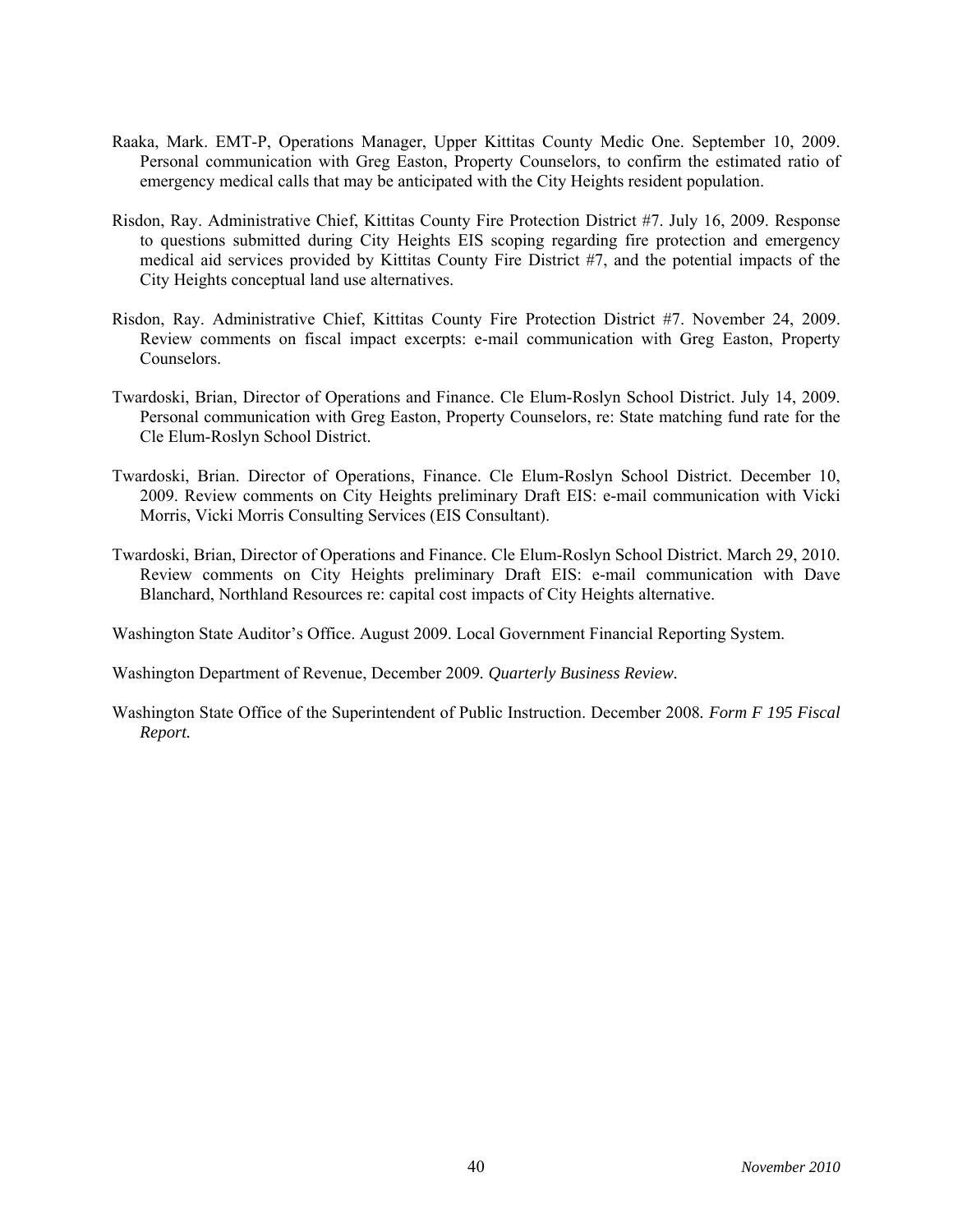Raaka, Mark. EMT-P, Operations Manager, Upper Kittitas County Medic One. September 10, 2009. Personal communication with Greg Easton, Property Counselors, to confirm the estimated ratio of emergency medical calls that may be anticipated with the City Heights resident population.

Risdon, Ray. Administrative Chief, Kittitas County Fire Protection District #7. July 16, 2009. Response to questions submitted during City Heights EIS scoping regarding fire protection and emergency medical aid services provided by Kittitas County Fire District #7, and the potential impacts of the City Heights conceptual land use alternatives.

Risdon, Ray. Administrative Chief, Kittitas County Fire Protection District #7. November 24, 2009. Review comments on fiscal impact excerpts: e-mail communication with Greg Easton, Property Counselors.

Twardoski, Brian, Director of Operations and Finance. Cle Elum-Roslyn School District. July 14, 2009. Personal communication with Greg Easton, Property Counselors, re: State matching fund rate for the Cle Elum-Roslyn School District.

Twardoski, Brian. Director of Operations, Finance. Cle Elum-Roslyn School District. December 10, 2009. Review comments on City Heights preliminary Draft EIS: e-mail communication with Vicki Morris, Vicki Morris Consulting Services (EIS Consultant).

Twardoski, Brian, Director of Operations and Finance. Cle Elum-Roslyn School District. March 29, 2010. Review comments on City Heights preliminary Draft EIS: e-mail communication with Dave Blanchard, Northland Resources re: capital cost impacts of City Heights alternative.

Washington State Auditor's Office. August 2009. Local Government Financial Reporting System.

Washington Department of Revenue, December 2009. *Quarterly Business Review.*

Washington State Office of the Superintendent of Public Instruction. December 2008. *Form F 195 Fiscal Report.*